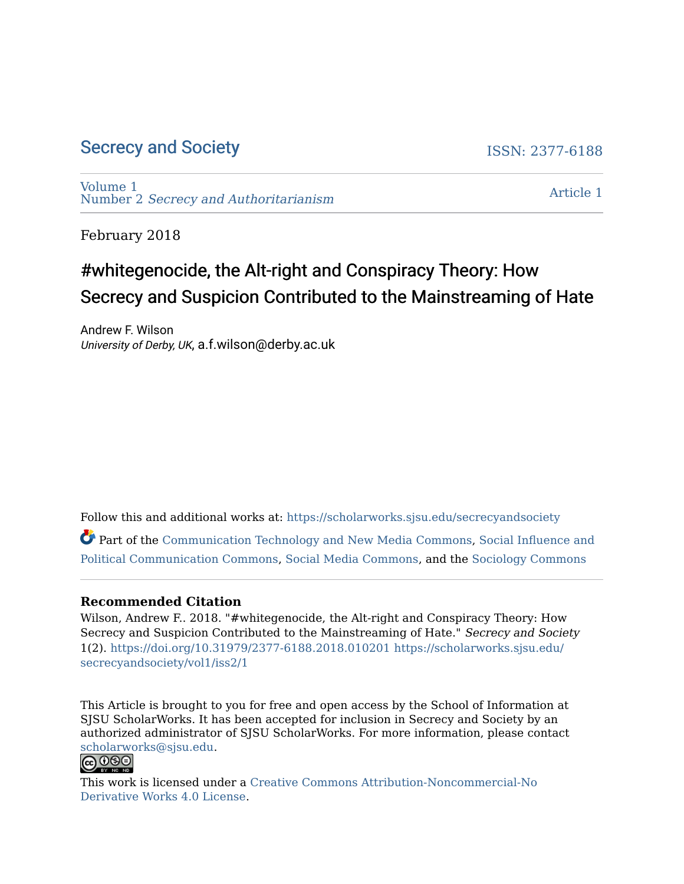Secrecy and Society

ISSN: 2377-6188

Volume 1
Number 2 *Secrecy and Authoritarianism*

Article 1

February 2018

# #whitegenocide, the Alt-right and Conspiracy Theory: How Secrecy and Suspicion Contributed to the Mainstreaming of Hate

Andrew F. Wilson
*University of Derby, UK*, a.f.wilson@derby.ac.uk

Follow this and additional works at: https://scholarworks.sjsu.edu/secrecyandsociety

Part of the Communication Technology and New Media Commons, Social Influence and Political Communication Commons, Social Media Commons, and the Sociology Commons

**Recommended Citation**

Wilson, Andrew F.. 2018. "#whitegenocide, the Alt-right and Conspiracy Theory: How Secrecy and Suspicion Contributed to the Mainstreaming of Hate." *Secrecy and Society* 1(2). https://doi.org/10.31979/2377-6188.2018.010201 https://scholarworks.sjsu.edu/secrecyandsociety/vol1/iss2/1

This Article is brought to you for free and open access by the School of Information at SJSU ScholarWorks. It has been accepted for inclusion in Secrecy and Society by an authorized administrator of SJSU ScholarWorks. For more information, please contact scholarworks@sjsu.edu.

This work is licensed under a Creative Commons Attribution-Noncommercial-No Derivative Works 4.0 License.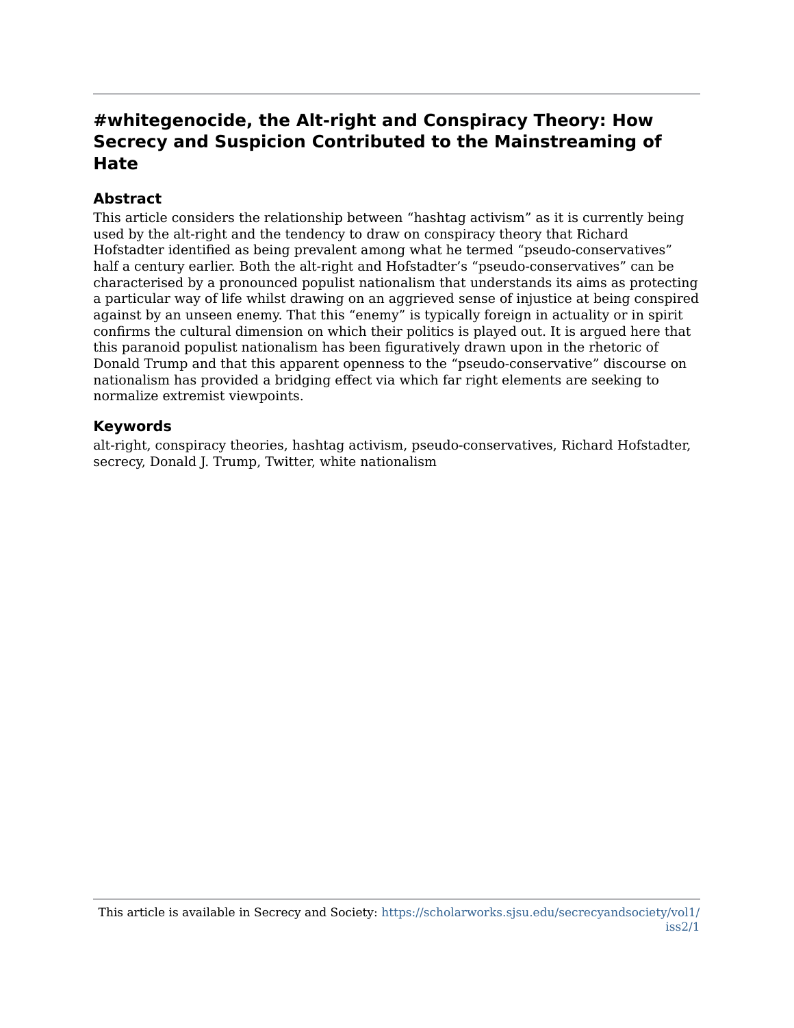# #whitegenocide, the Alt-right and Conspiracy Theory: How Secrecy and Suspicion Contributed to the Mainstreaming of Hate

## Abstract

This article considers the relationship between “hashtag activism” as it is currently being used by the alt-right and the tendency to draw on conspiracy theory that Richard Hofstadter identified as being prevalent among what he termed “pseudo-conservatives” half a century earlier. Both the alt-right and Hofstadter’s “pseudo-conservatives” can be characterised by a pronounced populist nationalism that understands its aims as protecting a particular way of life whilst drawing on an aggrieved sense of injustice at being conspired against by an unseen enemy. That this “enemy” is typically foreign in actuality or in spirit confirms the cultural dimension on which their politics is played out. It is argued here that this paranoid populist nationalism has been figuratively drawn upon in the rhetoric of Donald Trump and that this apparent openness to the “pseudo-conservative” discourse on nationalism has provided a bridging effect via which far right elements are seeking to normalize extremist viewpoints.

## Keywords

alt-right, conspiracy theories, hashtag activism, pseudo-conservatives, Richard Hofstadter, secrecy, Donald J. Trump, Twitter, white nationalism

This article is available in Secrecy and Society: https://scholarworks.sjsu.edu/secrecyandsociety/vol1/iss2/1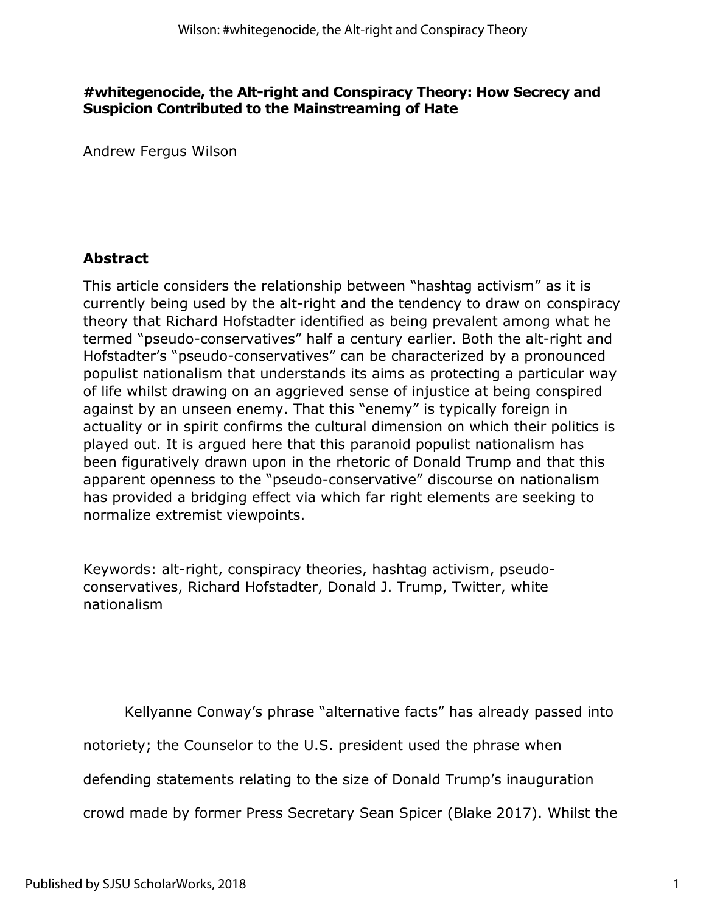**#whitegenocide, the Alt-right and Conspiracy Theory: How Secrecy and Suspicion Contributed to the Mainstreaming of Hate**

Andrew Fergus Wilson

## Abstract

This article considers the relationship between "hashtag activism" as it is currently being used by the alt-right and the tendency to draw on conspiracy theory that Richard Hofstadter identified as being prevalent among what he termed "pseudo-conservatives" half a century earlier. Both the alt-right and Hofstadter's "pseudo-conservatives" can be characterized by a pronounced populist nationalism that understands its aims as protecting a particular way of life whilst drawing on an aggrieved sense of injustice at being conspired against by an unseen enemy. That this "enemy" is typically foreign in actuality or in spirit confirms the cultural dimension on which their politics is played out. It is argued here that this paranoid populist nationalism has been figuratively drawn upon in the rhetoric of Donald Trump and that this apparent openness to the "pseudo-conservative" discourse on nationalism has provided a bridging effect via which far right elements are seeking to normalize extremist viewpoints.

Keywords: alt-right, conspiracy theories, hashtag activism, pseudo-conservatives, Richard Hofstadter, Donald J. Trump, Twitter, white nationalism

Kellyanne Conway's phrase "alternative facts" has already passed into notoriety; the Counselor to the U.S. president used the phrase when defending statements relating to the size of Donald Trump's inauguration crowd made by former Press Secretary Sean Spicer (Blake 2017). Whilst the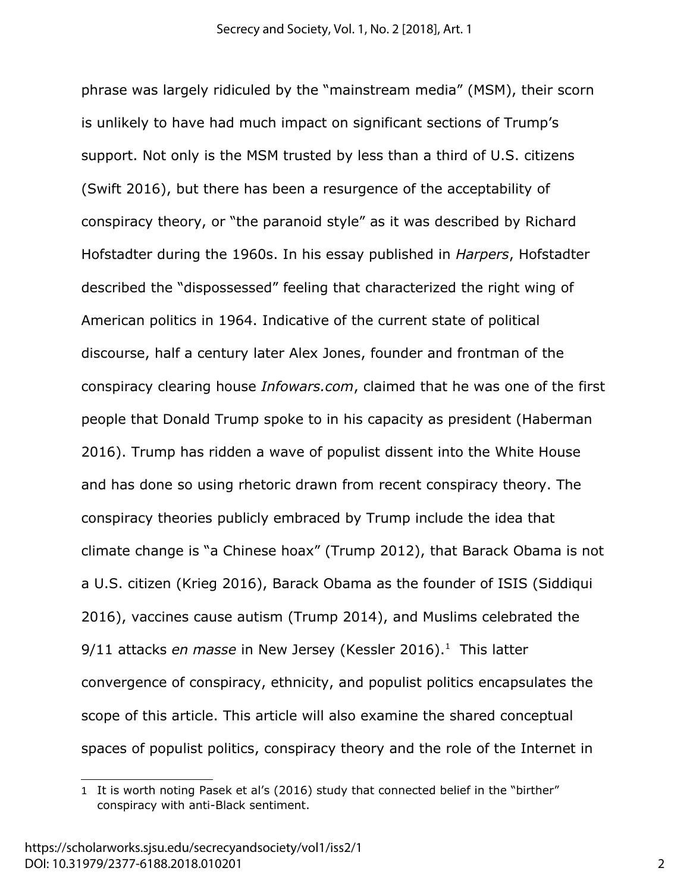phrase was largely ridiculed by the "mainstream media" (MSM), their scorn is unlikely to have had much impact on significant sections of Trump's support. Not only is the MSM trusted by less than a third of U.S. citizens (Swift 2016), but there has been a resurgence of the acceptability of conspiracy theory, or "the paranoid style" as it was described by Richard Hofstadter during the 1960s. In his essay published in *Harpers*, Hofstadter described the "dispossessed" feeling that characterized the right wing of American politics in 1964. Indicative of the current state of political discourse, half a century later Alex Jones, founder and frontman of the conspiracy clearing house *Infowars.com*, claimed that he was one of the first people that Donald Trump spoke to in his capacity as president (Haberman 2016). Trump has ridden a wave of populist dissent into the White House and has done so using rhetoric drawn from recent conspiracy theory. The conspiracy theories publicly embraced by Trump include the idea that climate change is "a Chinese hoax" (Trump 2012), that Barack Obama is not a U.S. citizen (Krieg 2016), Barack Obama as the founder of ISIS (Siddiqui 2016), vaccines cause autism (Trump 2014), and Muslims celebrated the 9/11 attacks *en masse* in New Jersey (Kessler 2016).[1] This latter convergence of conspiracy, ethnicity, and populist politics encapsulates the scope of this article. This article will also examine the shared conceptual spaces of populist politics, conspiracy theory and the role of the Internet in

---

1 It is worth noting Pasek et al's (2016) study that connected belief in the "birther" conspiracy with anti-Black sentiment.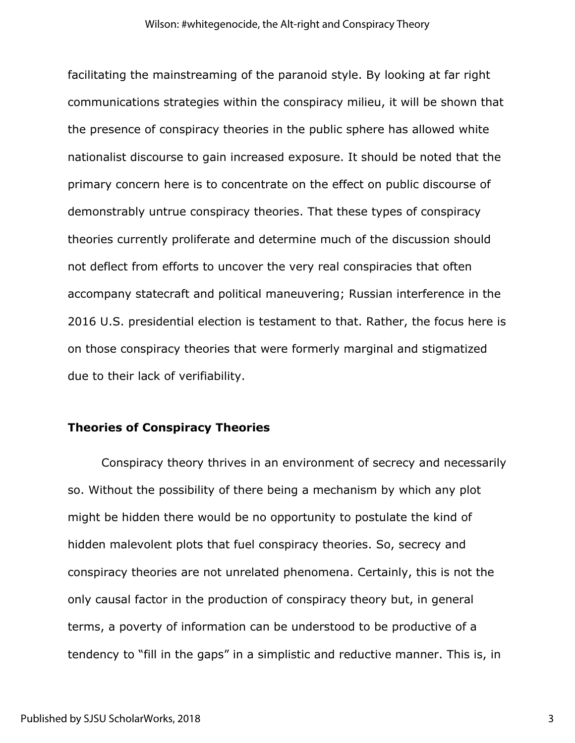facilitating the mainstreaming of the paranoid style. By looking at far right communications strategies within the conspiracy milieu, it will be shown that the presence of conspiracy theories in the public sphere has allowed white nationalist discourse to gain increased exposure. It should be noted that the primary concern here is to concentrate on the effect on public discourse of demonstrably untrue conspiracy theories. That these types of conspiracy theories currently proliferate and determine much of the discussion should not deflect from efforts to uncover the very real conspiracies that often accompany statecraft and political maneuvering; Russian interference in the 2016 U.S. presidential election is testament to that. Rather, the focus here is on those conspiracy theories that were formerly marginal and stigmatized due to their lack of verifiability.

## Theories of Conspiracy Theories

Conspiracy theory thrives in an environment of secrecy and necessarily so. Without the possibility of there being a mechanism by which any plot might be hidden there would be no opportunity to postulate the kind of hidden malevolent plots that fuel conspiracy theories. So, secrecy and conspiracy theories are not unrelated phenomena. Certainly, this is not the only causal factor in the production of conspiracy theory but, in general terms, a poverty of information can be understood to be productive of a tendency to "fill in the gaps" in a simplistic and reductive manner. This is, in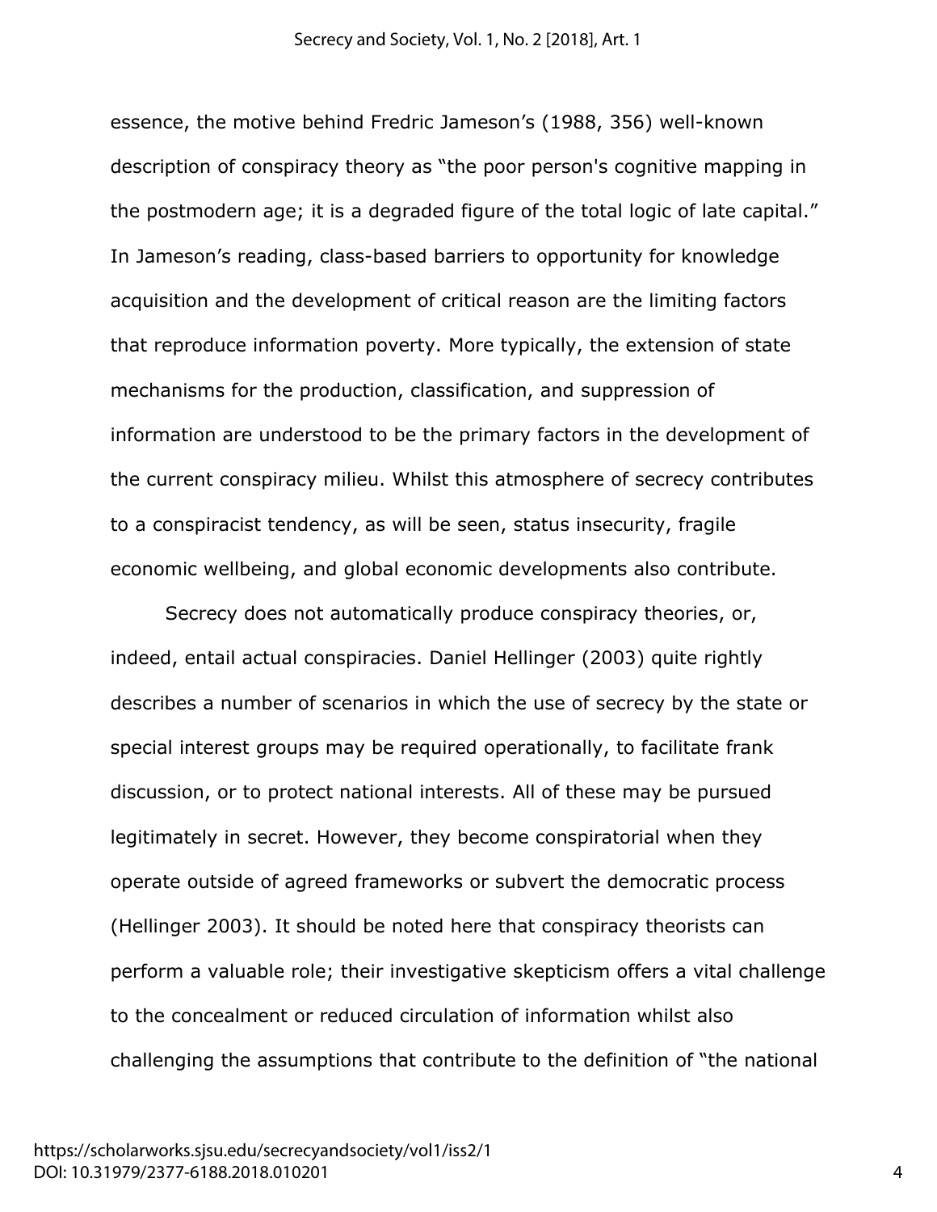essence, the motive behind Fredric Jameson's (1988, 356) well-known description of conspiracy theory as "the poor person's cognitive mapping in the postmodern age; it is a degraded figure of the total logic of late capital." In Jameson's reading, class-based barriers to opportunity for knowledge acquisition and the development of critical reason are the limiting factors that reproduce information poverty. More typically, the extension of state mechanisms for the production, classification, and suppression of information are understood to be the primary factors in the development of the current conspiracy milieu. Whilst this atmosphere of secrecy contributes to a conspiracist tendency, as will be seen, status insecurity, fragile economic wellbeing, and global economic developments also contribute.

Secrecy does not automatically produce conspiracy theories, or, indeed, entail actual conspiracies. Daniel Hellinger (2003) quite rightly describes a number of scenarios in which the use of secrecy by the state or special interest groups may be required operationally, to facilitate frank discussion, or to protect national interests. All of these may be pursued legitimately in secret. However, they become conspiratorial when they operate outside of agreed frameworks or subvert the democratic process (Hellinger 2003). It should be noted here that conspiracy theorists can perform a valuable role; their investigative skepticism offers a vital challenge to the concealment or reduced circulation of information whilst also challenging the assumptions that contribute to the definition of "the national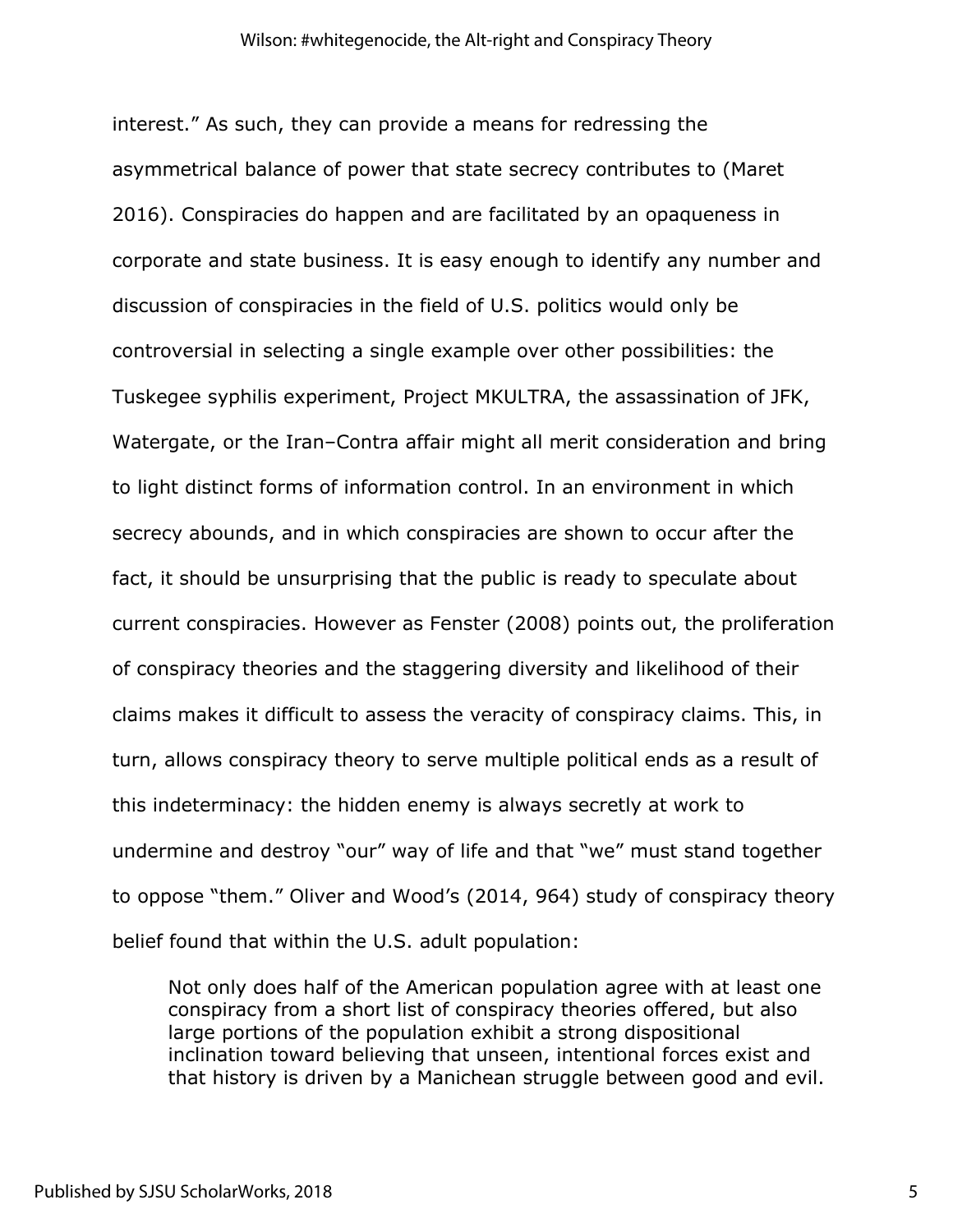interest." As such, they can provide a means for redressing the asymmetrical balance of power that state secrecy contributes to (Maret 2016). Conspiracies do happen and are facilitated by an opaqueness in corporate and state business. It is easy enough to identify any number and discussion of conspiracies in the field of U.S. politics would only be controversial in selecting a single example over other possibilities: the Tuskegee syphilis experiment, Project MKULTRA, the assassination of JFK, Watergate, or the Iran–Contra affair might all merit consideration and bring to light distinct forms of information control. In an environment in which secrecy abounds, and in which conspiracies are shown to occur after the fact, it should be unsurprising that the public is ready to speculate about current conspiracies. However as Fenster (2008) points out, the proliferation of conspiracy theories and the staggering diversity and likelihood of their claims makes it difficult to assess the veracity of conspiracy claims. This, in turn, allows conspiracy theory to serve multiple political ends as a result of this indeterminacy: the hidden enemy is always secretly at work to undermine and destroy "our" way of life and that "we" must stand together to oppose "them." Oliver and Wood's (2014, 964) study of conspiracy theory belief found that within the U.S. adult population:

> Not only does half of the American population agree with at least one conspiracy from a short list of conspiracy theories offered, but also large portions of the population exhibit a strong dispositional inclination toward believing that unseen, intentional forces exist and that history is driven by a Manichean struggle between good and evil.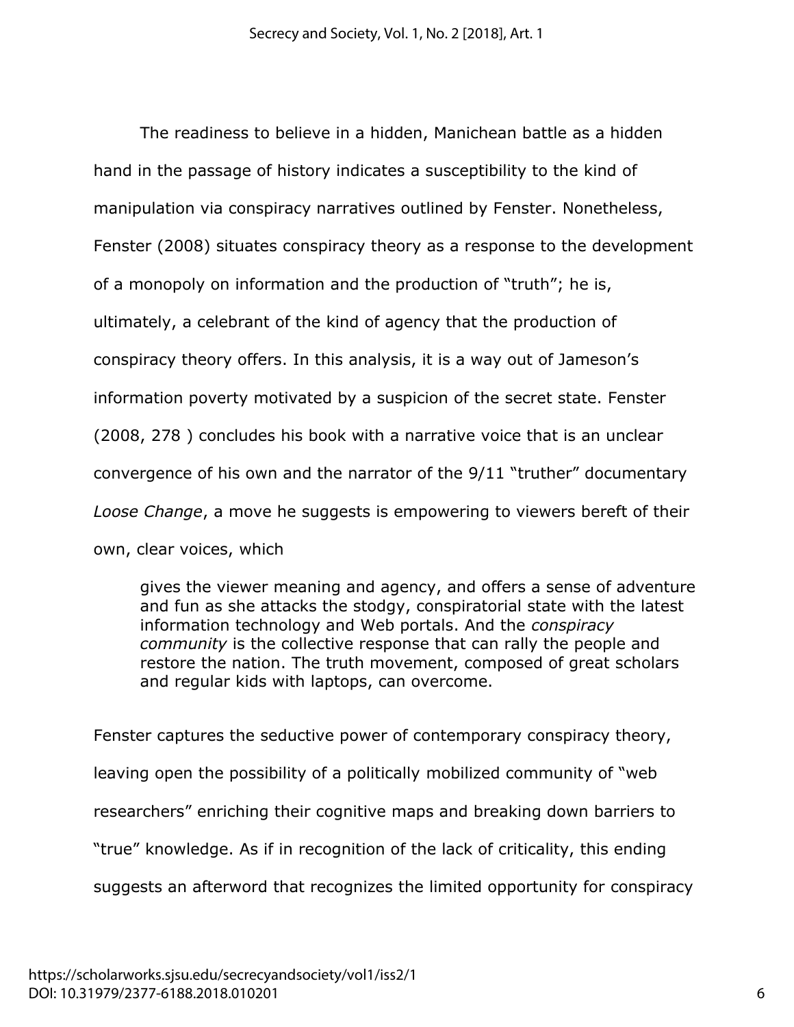The readiness to believe in a hidden, Manichean battle as a hidden hand in the passage of history indicates a susceptibility to the kind of manipulation via conspiracy narratives outlined by Fenster. Nonetheless, Fenster (2008) situates conspiracy theory as a response to the development of a monopoly on information and the production of "truth"; he is, ultimately, a celebrant of the kind of agency that the production of conspiracy theory offers. In this analysis, it is a way out of Jameson's information poverty motivated by a suspicion of the secret state. Fenster (2008, 278 ) concludes his book with a narrative voice that is an unclear convergence of his own and the narrator of the 9/11 "truther" documentary *Loose Change*, a move he suggests is empowering to viewers bereft of their own, clear voices, which

> gives the viewer meaning and agency, and offers a sense of adventure and fun as she attacks the stodgy, conspiratorial state with the latest information technology and Web portals. And the *conspiracy community* is the collective response that can rally the people and restore the nation. The truth movement, composed of great scholars and regular kids with laptops, can overcome.

Fenster captures the seductive power of contemporary conspiracy theory, leaving open the possibility of a politically mobilized community of "web researchers" enriching their cognitive maps and breaking down barriers to "true" knowledge. As if in recognition of the lack of criticality, this ending suggests an afterword that recognizes the limited opportunity for conspiracy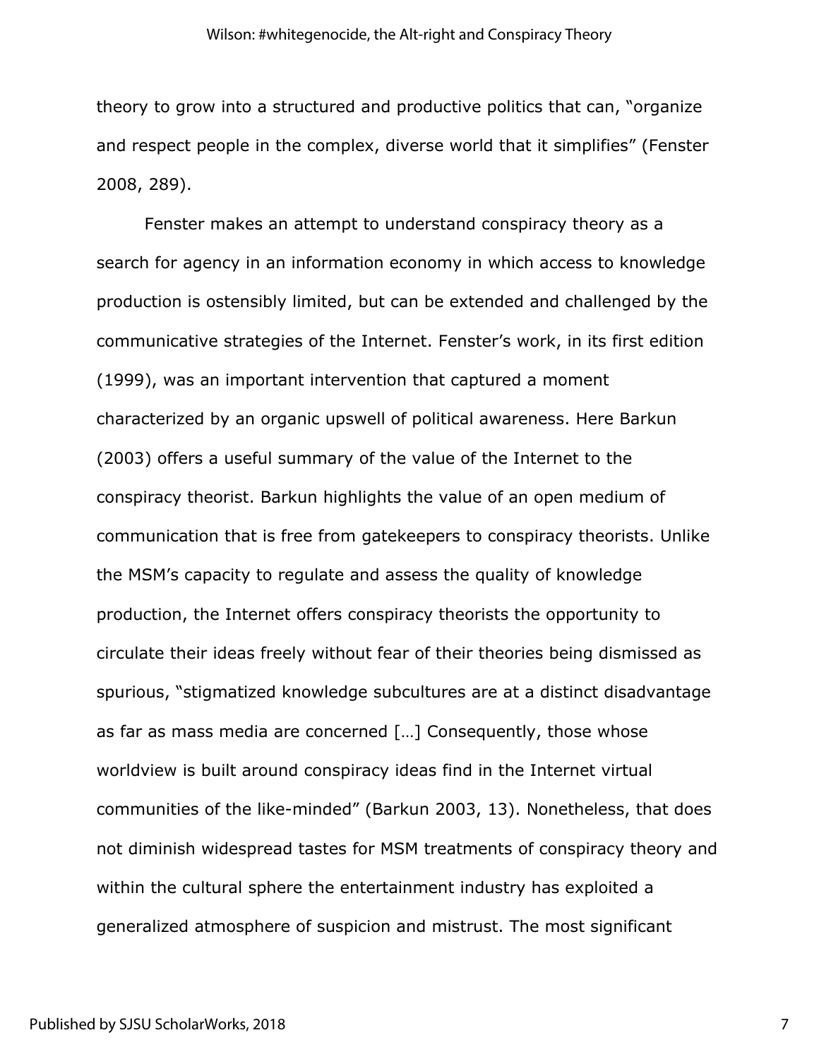theory to grow into a structured and productive politics that can, "organize and respect people in the complex, diverse world that it simplifies" (Fenster 2008, 289).

Fenster makes an attempt to understand conspiracy theory as a search for agency in an information economy in which access to knowledge production is ostensibly limited, but can be extended and challenged by the communicative strategies of the Internet. Fenster's work, in its first edition (1999), was an important intervention that captured a moment characterized by an organic upswell of political awareness. Here Barkun (2003) offers a useful summary of the value of the Internet to the conspiracy theorist. Barkun highlights the value of an open medium of communication that is free from gatekeepers to conspiracy theorists. Unlike the MSM's capacity to regulate and assess the quality of knowledge production, the Internet offers conspiracy theorists the opportunity to circulate their ideas freely without fear of their theories being dismissed as spurious, "stigmatized knowledge subcultures are at a distinct disadvantage as far as mass media are concerned […] Consequently, those whose worldview is built around conspiracy ideas find in the Internet virtual communities of the like-minded" (Barkun 2003, 13). Nonetheless, that does not diminish widespread tastes for MSM treatments of conspiracy theory and within the cultural sphere the entertainment industry has exploited a generalized atmosphere of suspicion and mistrust. The most significant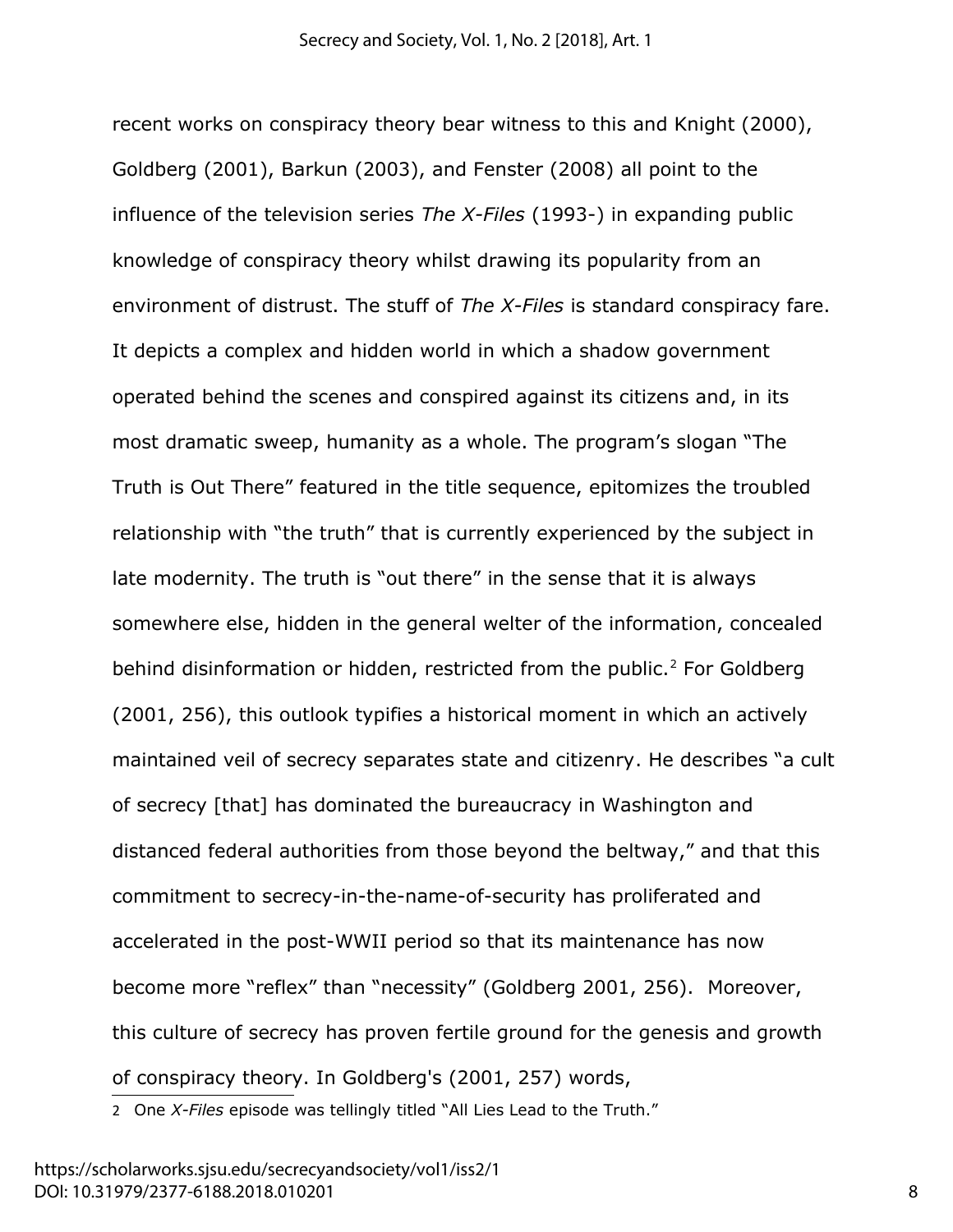recent works on conspiracy theory bear witness to this and Knight (2000), Goldberg (2001), Barkun (2003), and Fenster (2008) all point to the influence of the television series *The X-Files* (1993-) in expanding public knowledge of conspiracy theory whilst drawing its popularity from an environment of distrust. The stuff of *The X-Files* is standard conspiracy fare. It depicts a complex and hidden world in which a shadow government operated behind the scenes and conspired against its citizens and, in its most dramatic sweep, humanity as a whole. The program's slogan "The Truth is Out There" featured in the title sequence, epitomizes the troubled relationship with "the truth" that is currently experienced by the subject in late modernity. The truth is "out there" in the sense that it is always somewhere else, hidden in the general welter of the information, concealed behind disinformation or hidden, restricted from the public.[2] For Goldberg (2001, 256), this outlook typifies a historical moment in which an actively maintained veil of secrecy separates state and citizenry. He describes "a cult of secrecy [that] has dominated the bureaucracy in Washington and distanced federal authorities from those beyond the beltway," and that this commitment to secrecy-in-the-name-of-security has proliferated and accelerated in the post-WWII period so that its maintenance has now become more "reflex" than "necessity" (Goldberg 2001, 256). Moreover, this culture of secrecy has proven fertile ground for the genesis and growth of conspiracy theory. In Goldberg's (2001, 257) words,

2 One *X-Files* episode was tellingly titled "All Lies Lead to the Truth."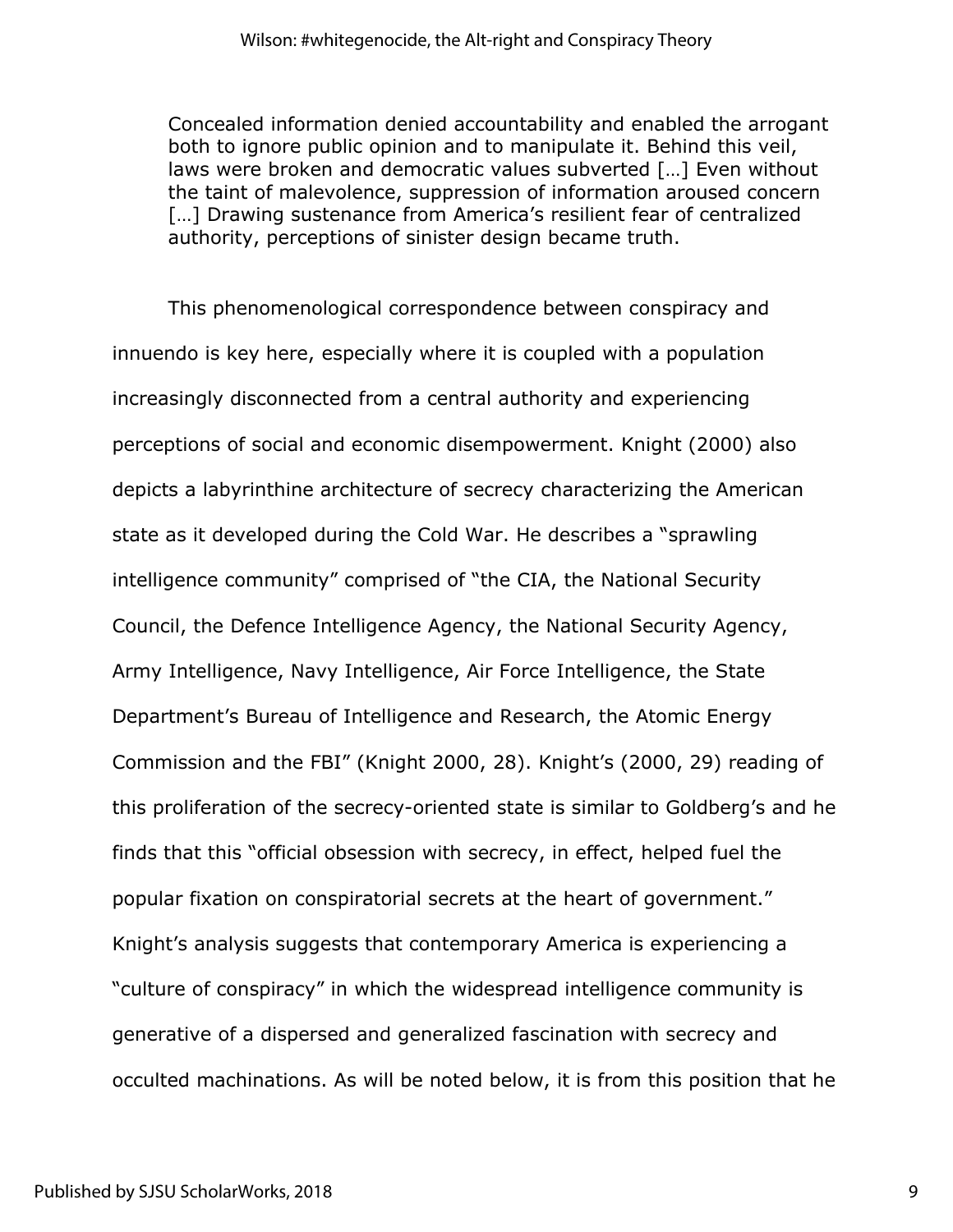> Concealed information denied accountability and enabled the arrogant both to ignore public opinion and to manipulate it. Behind this veil, laws were broken and democratic values subverted […] Even without the taint of malevolence, suppression of information aroused concern […] Drawing sustenance from America's resilient fear of centralized authority, perceptions of sinister design became truth.

This phenomenological correspondence between conspiracy and innuendo is key here, especially where it is coupled with a population increasingly disconnected from a central authority and experiencing perceptions of social and economic disempowerment. Knight (2000) also depicts a labyrinthine architecture of secrecy characterizing the American state as it developed during the Cold War. He describes a "sprawling intelligence community" comprised of "the CIA, the National Security Council, the Defence Intelligence Agency, the National Security Agency, Army Intelligence, Navy Intelligence, Air Force Intelligence, the State Department's Bureau of Intelligence and Research, the Atomic Energy Commission and the FBI" (Knight 2000, 28). Knight's (2000, 29) reading of this proliferation of the secrecy-oriented state is similar to Goldberg's and he finds that this "official obsession with secrecy, in effect, helped fuel the popular fixation on conspiratorial secrets at the heart of government." Knight's analysis suggests that contemporary America is experiencing a "culture of conspiracy" in which the widespread intelligence community is generative of a dispersed and generalized fascination with secrecy and occulted machinations. As will be noted below, it is from this position that he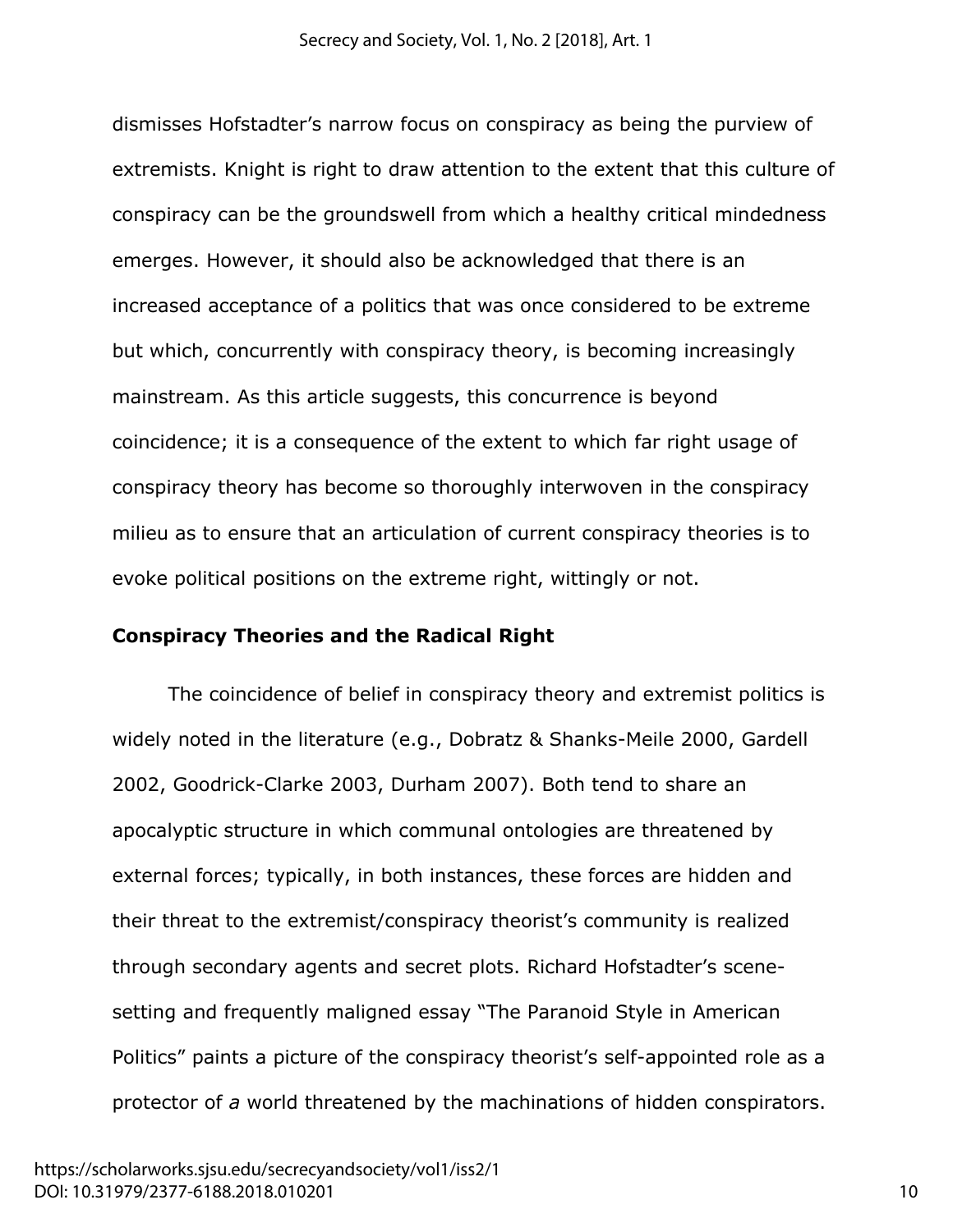dismisses Hofstadter's narrow focus on conspiracy as being the purview of extremists. Knight is right to draw attention to the extent that this culture of conspiracy can be the groundswell from which a healthy critical mindedness emerges. However, it should also be acknowledged that there is an increased acceptance of a politics that was once considered to be extreme but which, concurrently with conspiracy theory, is becoming increasingly mainstream. As this article suggests, this concurrence is beyond coincidence; it is a consequence of the extent to which far right usage of conspiracy theory has become so thoroughly interwoven in the conspiracy milieu as to ensure that an articulation of current conspiracy theories is to evoke political positions on the extreme right, wittingly or not.

## Conspiracy Theories and the Radical Right

The coincidence of belief in conspiracy theory and extremist politics is widely noted in the literature (e.g., Dobratz & Shanks-Meile 2000, Gardell 2002, Goodrick-Clarke 2003, Durham 2007). Both tend to share an apocalyptic structure in which communal ontologies are threatened by external forces; typically, in both instances, these forces are hidden and their threat to the extremist/conspiracy theorist's community is realized through secondary agents and secret plots. Richard Hofstadter's scene-setting and frequently maligned essay "The Paranoid Style in American Politics" paints a picture of the conspiracy theorist's self-appointed role as a protector of *a* world threatened by the machinations of hidden conspirators.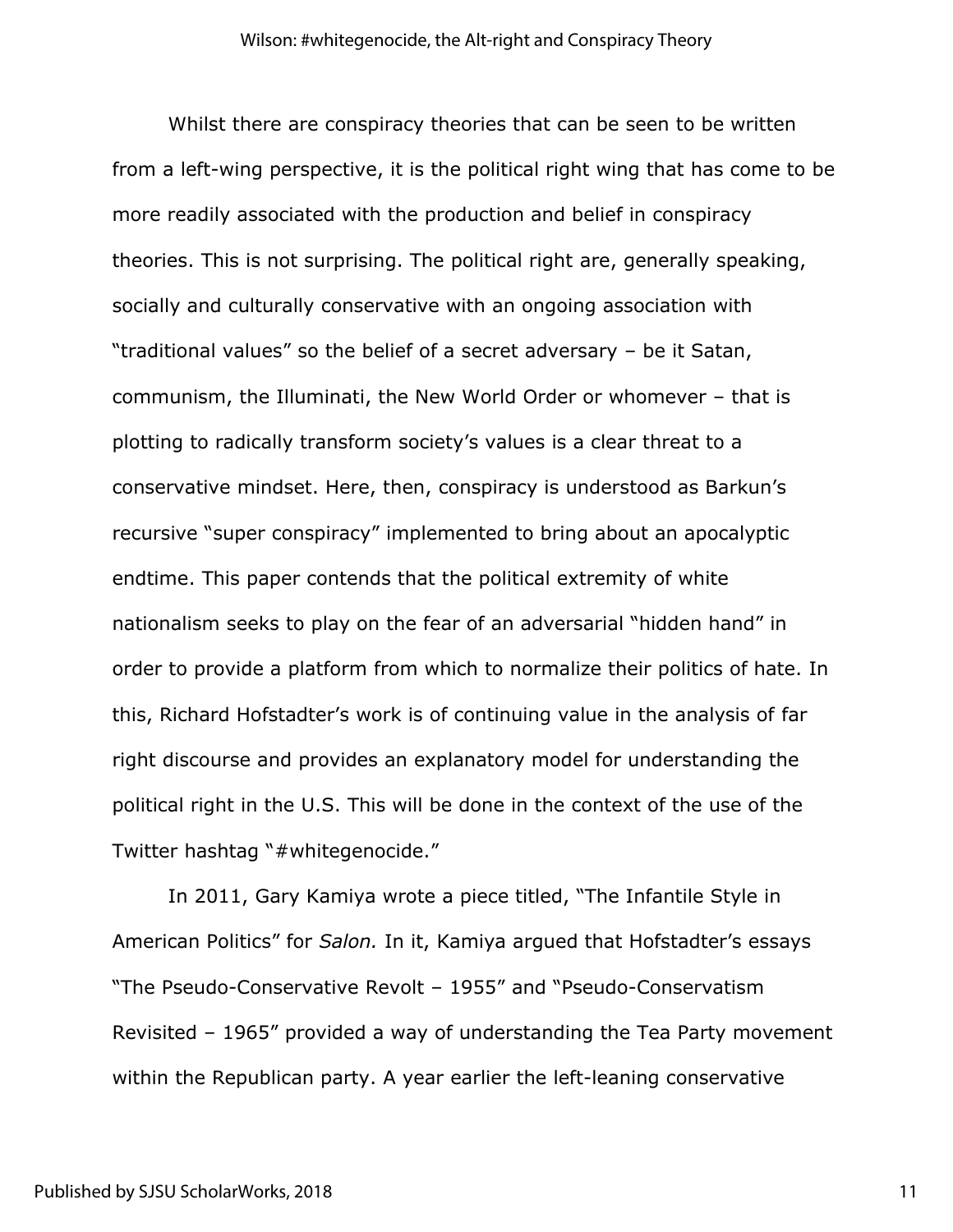Whilst there are conspiracy theories that can be seen to be written from a left-wing perspective, it is the political right wing that has come to be more readily associated with the production and belief in conspiracy theories. This is not surprising. The political right are, generally speaking, socially and culturally conservative with an ongoing association with "traditional values" so the belief of a secret adversary – be it Satan, communism, the Illuminati, the New World Order or whomever – that is plotting to radically transform society's values is a clear threat to a conservative mindset. Here, then, conspiracy is understood as Barkun's recursive "super conspiracy" implemented to bring about an apocalyptic endtime. This paper contends that the political extremity of white nationalism seeks to play on the fear of an adversarial "hidden hand" in order to provide a platform from which to normalize their politics of hate. In this, Richard Hofstadter's work is of continuing value in the analysis of far right discourse and provides an explanatory model for understanding the political right in the U.S. This will be done in the context of the use of the Twitter hashtag "#whitegenocide."

In 2011, Gary Kamiya wrote a piece titled, "The Infantile Style in American Politics" for *Salon.* In it, Kamiya argued that Hofstadter's essays "The Pseudo-Conservative Revolt – 1955" and "Pseudo-Conservatism Revisited – 1965" provided a way of understanding the Tea Party movement within the Republican party. A year earlier the left-leaning conservative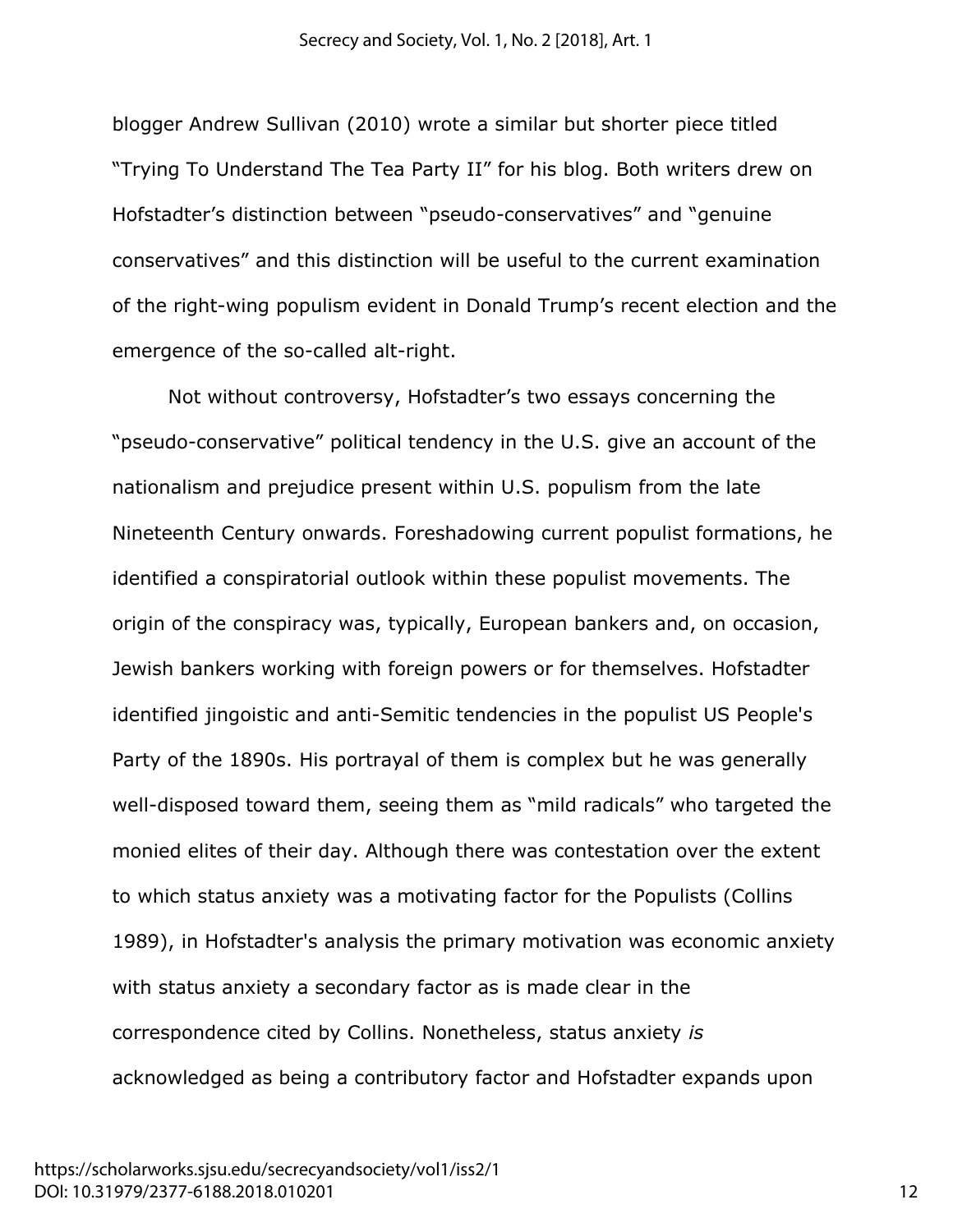blogger Andrew Sullivan (2010) wrote a similar but shorter piece titled "Trying To Understand The Tea Party II" for his blog. Both writers drew on Hofstadter's distinction between "pseudo-conservatives" and "genuine conservatives" and this distinction will be useful to the current examination of the right-wing populism evident in Donald Trump's recent election and the emergence of the so-called alt-right.

Not without controversy, Hofstadter's two essays concerning the "pseudo-conservative" political tendency in the U.S. give an account of the nationalism and prejudice present within U.S. populism from the late Nineteenth Century onwards. Foreshadowing current populist formations, he identified a conspiratorial outlook within these populist movements. The origin of the conspiracy was, typically, European bankers and, on occasion, Jewish bankers working with foreign powers or for themselves. Hofstadter identified jingoistic and anti-Semitic tendencies in the populist US People's Party of the 1890s. His portrayal of them is complex but he was generally well-disposed toward them, seeing them as "mild radicals" who targeted the monied elites of their day. Although there was contestation over the extent to which status anxiety was a motivating factor for the Populists (Collins 1989), in Hofstadter's analysis the primary motivation was economic anxiety with status anxiety a secondary factor as is made clear in the correspondence cited by Collins. Nonetheless, status anxiety *is* acknowledged as being a contributory factor and Hofstadter expands upon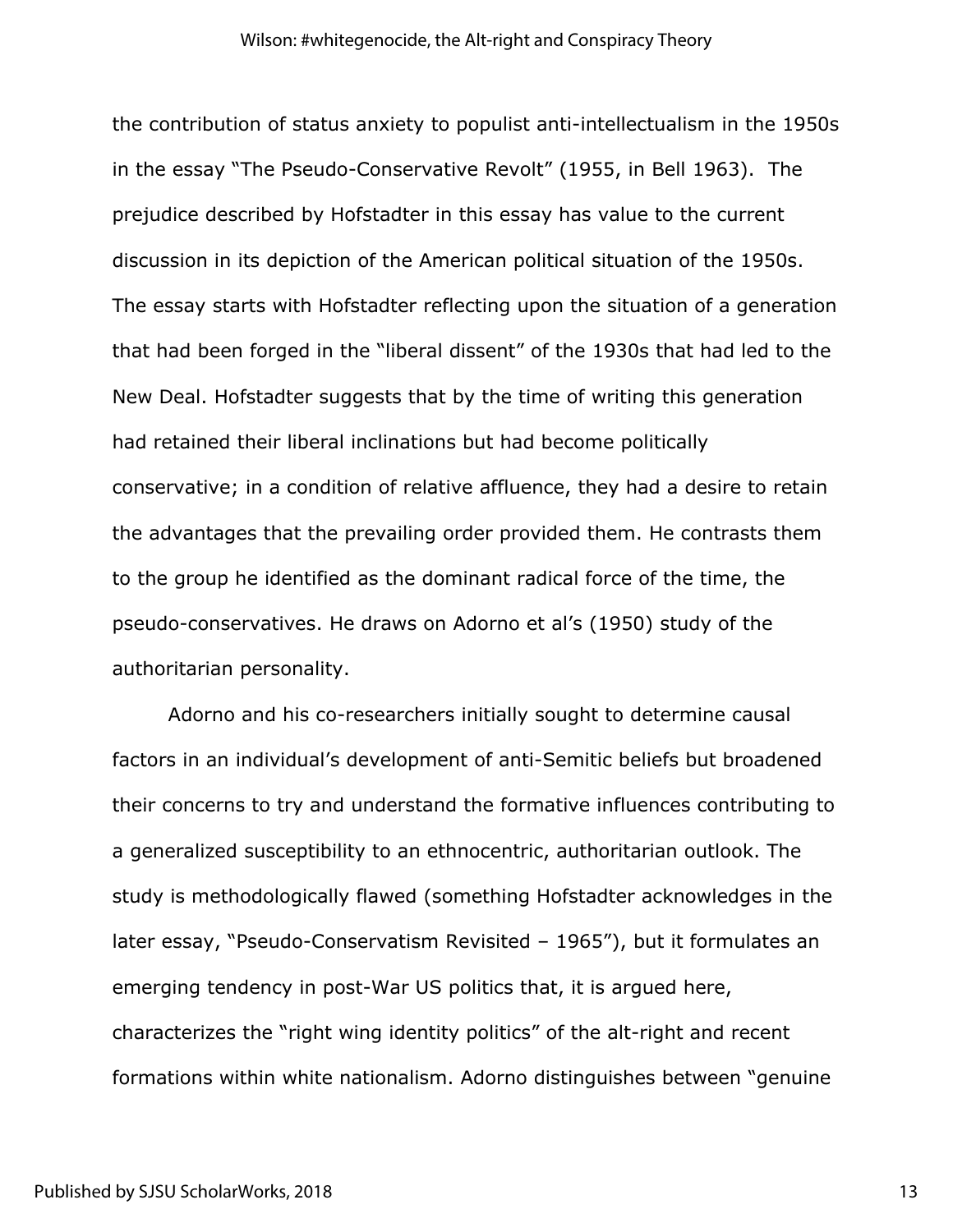the contribution of status anxiety to populist anti-intellectualism in the 1950s in the essay "The Pseudo-Conservative Revolt" (1955, in Bell 1963). The prejudice described by Hofstadter in this essay has value to the current discussion in its depiction of the American political situation of the 1950s. The essay starts with Hofstadter reflecting upon the situation of a generation that had been forged in the "liberal dissent" of the 1930s that had led to the New Deal. Hofstadter suggests that by the time of writing this generation had retained their liberal inclinations but had become politically conservative; in a condition of relative affluence, they had a desire to retain the advantages that the prevailing order provided them. He contrasts them to the group he identified as the dominant radical force of the time, the pseudo-conservatives. He draws on Adorno et al's (1950) study of the authoritarian personality.

Adorno and his co-researchers initially sought to determine causal factors in an individual's development of anti-Semitic beliefs but broadened their concerns to try and understand the formative influences contributing to a generalized susceptibility to an ethnocentric, authoritarian outlook. The study is methodologically flawed (something Hofstadter acknowledges in the later essay, "Pseudo-Conservatism Revisited – 1965"), but it formulates an emerging tendency in post-War US politics that, it is argued here, characterizes the "right wing identity politics" of the alt-right and recent formations within white nationalism. Adorno distinguishes between "genuine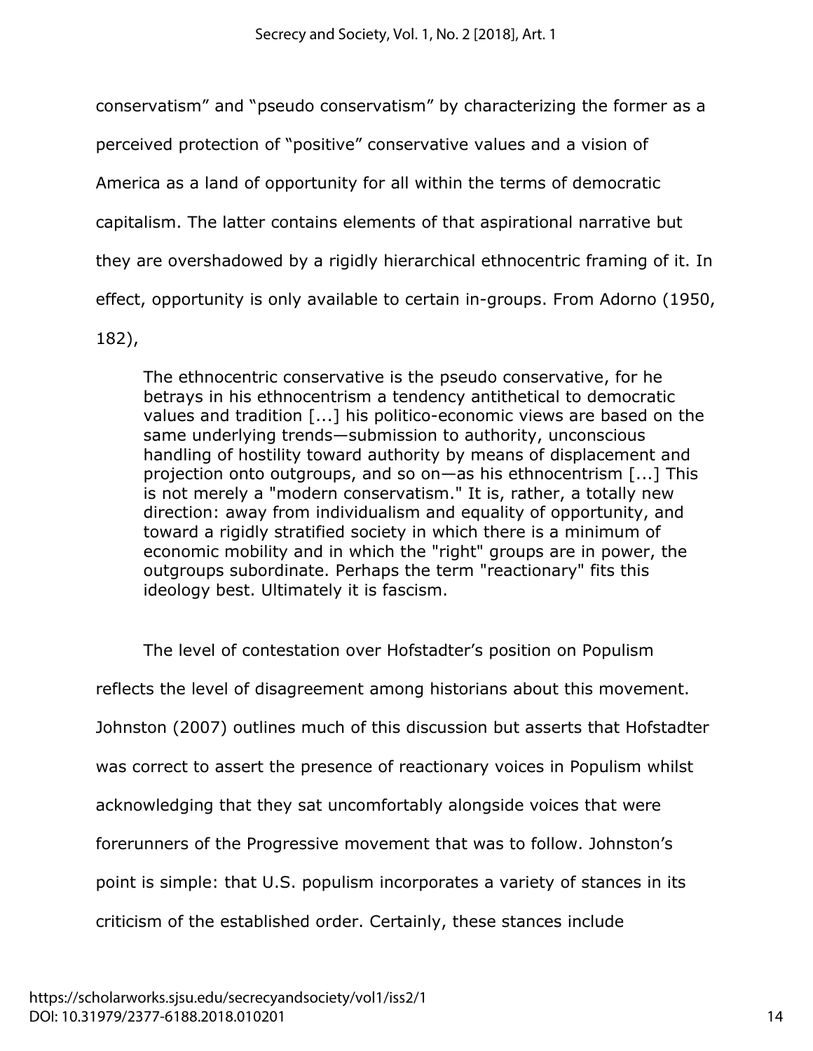conservatism" and "pseudo conservatism" by characterizing the former as a perceived protection of "positive" conservative values and a vision of America as a land of opportunity for all within the terms of democratic capitalism. The latter contains elements of that aspirational narrative but they are overshadowed by a rigidly hierarchical ethnocentric framing of it. In effect, opportunity is only available to certain in-groups. From Adorno (1950, 182),

> The ethnocentric conservative is the pseudo conservative, for he betrays in his ethnocentrism a tendency antithetical to democratic values and tradition [...] his politico-economic views are based on the same underlying trends—submission to authority, unconscious handling of hostility toward authority by means of displacement and projection onto outgroups, and so on—as his ethnocentrism [...] This is not merely a "modern conservatism." It is, rather, a totally new direction: away from individualism and equality of opportunity, and toward a rigidly stratified society in which there is a minimum of economic mobility and in which the "right" groups are in power, the outgroups subordinate. Perhaps the term "reactionary" fits this ideology best. Ultimately it is fascism.

The level of contestation over Hofstadter's position on Populism reflects the level of disagreement among historians about this movement. Johnston (2007) outlines much of this discussion but asserts that Hofstadter was correct to assert the presence of reactionary voices in Populism whilst acknowledging that they sat uncomfortably alongside voices that were forerunners of the Progressive movement that was to follow. Johnston's point is simple: that U.S. populism incorporates a variety of stances in its criticism of the established order. Certainly, these stances include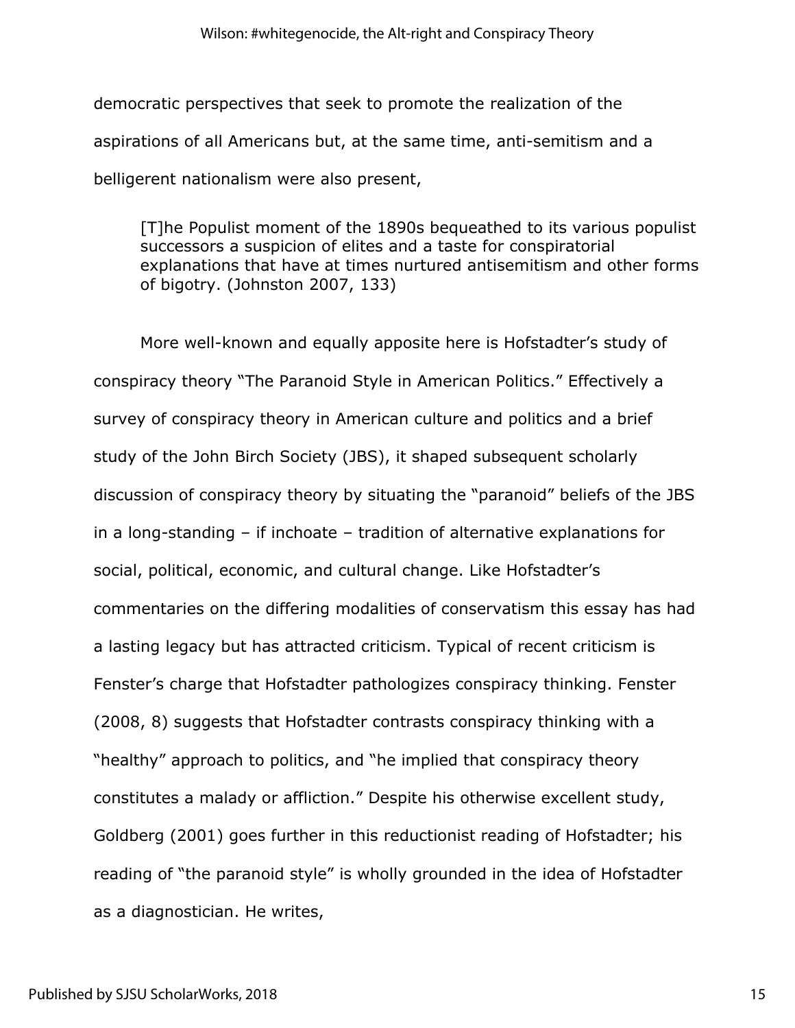democratic perspectives that seek to promote the realization of the aspirations of all Americans but, at the same time, anti-semitism and a belligerent nationalism were also present,

> [T]he Populist moment of the 1890s bequeathed to its various populist successors a suspicion of elites and a taste for conspiratorial explanations that have at times nurtured antisemitism and other forms of bigotry. (Johnston 2007, 133)

More well-known and equally apposite here is Hofstadter's study of conspiracy theory "The Paranoid Style in American Politics." Effectively a survey of conspiracy theory in American culture and politics and a brief study of the John Birch Society (JBS), it shaped subsequent scholarly discussion of conspiracy theory by situating the "paranoid" beliefs of the JBS in a long-standing – if inchoate – tradition of alternative explanations for social, political, economic, and cultural change. Like Hofstadter's commentaries on the differing modalities of conservatism this essay has had a lasting legacy but has attracted criticism. Typical of recent criticism is Fenster's charge that Hofstadter pathologizes conspiracy thinking. Fenster (2008, 8) suggests that Hofstadter contrasts conspiracy thinking with a "healthy" approach to politics, and "he implied that conspiracy theory constitutes a malady or affliction." Despite his otherwise excellent study, Goldberg (2001) goes further in this reductionist reading of Hofstadter; his reading of "the paranoid style" is wholly grounded in the idea of Hofstadter as a diagnostician. He writes,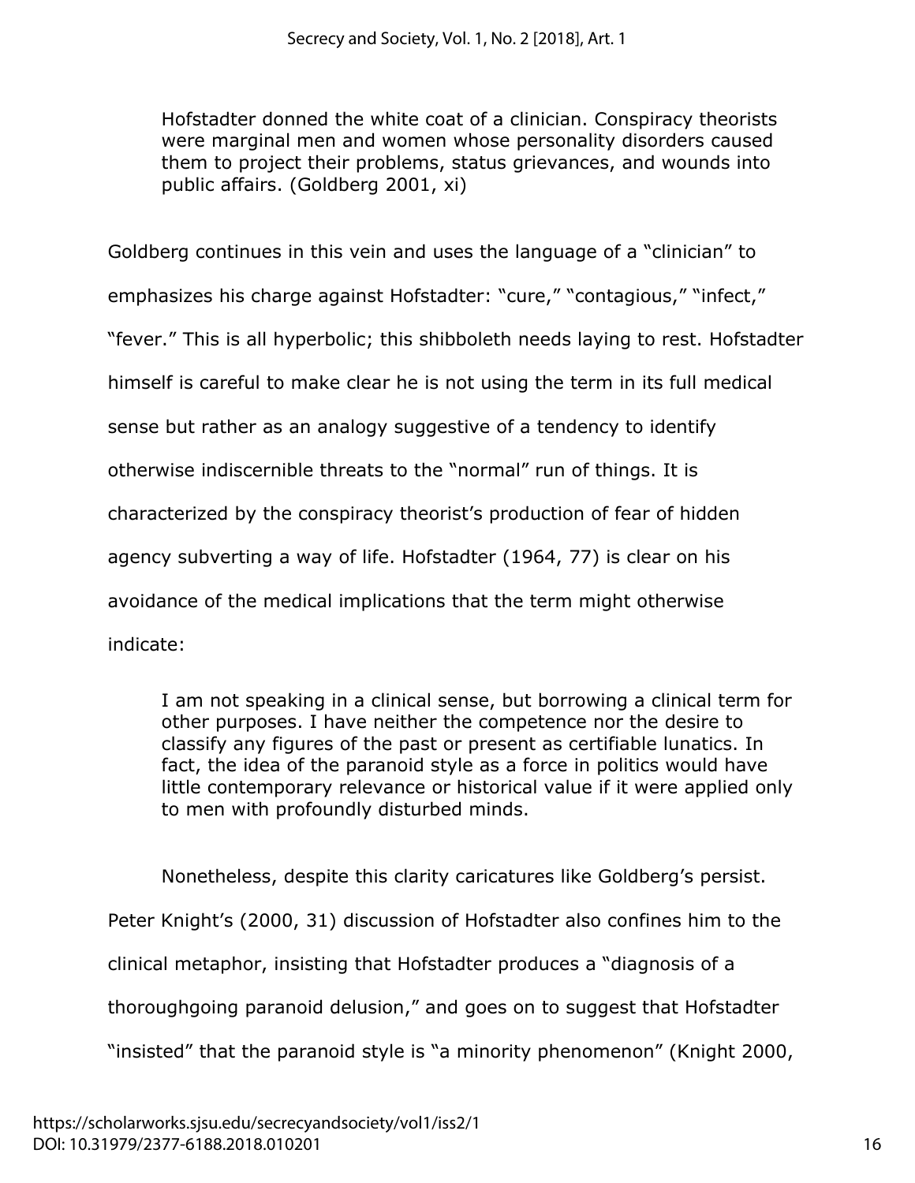> Hofstadter donned the white coat of a clinician. Conspiracy theorists were marginal men and women whose personality disorders caused them to project their problems, status grievances, and wounds into public affairs. (Goldberg 2001, xi)

Goldberg continues in this vein and uses the language of a "clinician" to emphasizes his charge against Hofstadter: "cure," "contagious," "infect," "fever." This is all hyperbolic; this shibboleth needs laying to rest. Hofstadter himself is careful to make clear he is not using the term in its full medical sense but rather as an analogy suggestive of a tendency to identify otherwise indiscernible threats to the "normal" run of things. It is characterized by the conspiracy theorist's production of fear of hidden agency subverting a way of life. Hofstadter (1964, 77) is clear on his avoidance of the medical implications that the term might otherwise indicate:

> I am not speaking in a clinical sense, but borrowing a clinical term for other purposes. I have neither the competence nor the desire to classify any figures of the past or present as certifiable lunatics. In fact, the idea of the paranoid style as a force in politics would have little contemporary relevance or historical value if it were applied only to men with profoundly disturbed minds.

Nonetheless, despite this clarity caricatures like Goldberg's persist. Peter Knight's (2000, 31) discussion of Hofstadter also confines him to the clinical metaphor, insisting that Hofstadter produces a "diagnosis of a thoroughgoing paranoid delusion," and goes on to suggest that Hofstadter "insisted" that the paranoid style is "a minority phenomenon" (Knight 2000,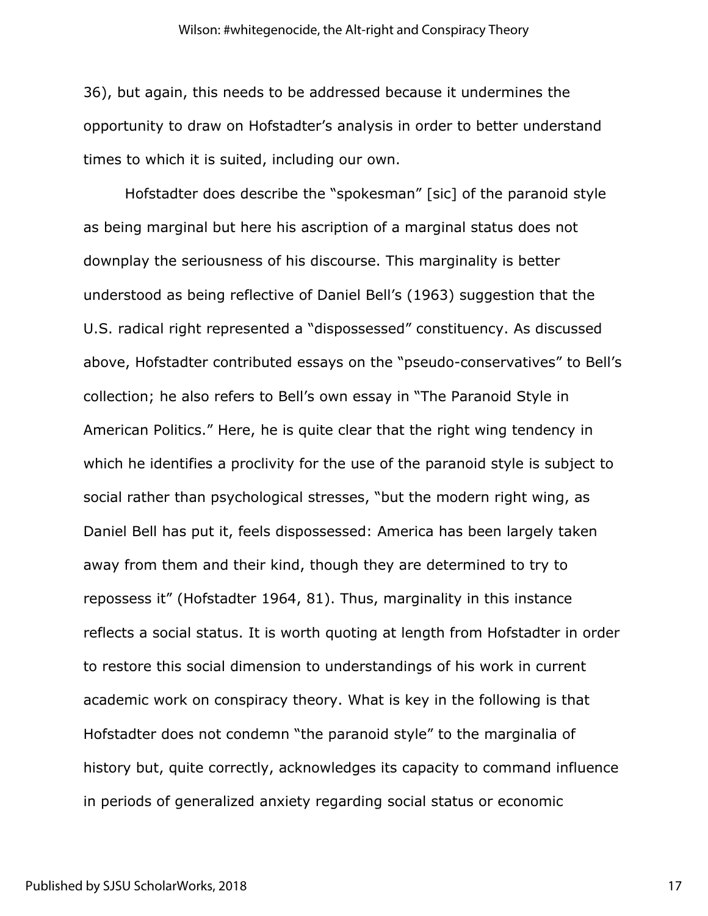36), but again, this needs to be addressed because it undermines the opportunity to draw on Hofstadter's analysis in order to better understand times to which it is suited, including our own.

Hofstadter does describe the "spokesman" [sic] of the paranoid style as being marginal but here his ascription of a marginal status does not downplay the seriousness of his discourse. This marginality is better understood as being reflective of Daniel Bell's (1963) suggestion that the U.S. radical right represented a "dispossessed" constituency. As discussed above, Hofstadter contributed essays on the "pseudo-conservatives" to Bell's collection; he also refers to Bell's own essay in "The Paranoid Style in American Politics." Here, he is quite clear that the right wing tendency in which he identifies a proclivity for the use of the paranoid style is subject to social rather than psychological stresses, "but the modern right wing, as Daniel Bell has put it, feels dispossessed: America has been largely taken away from them and their kind, though they are determined to try to repossess it" (Hofstadter 1964, 81). Thus, marginality in this instance reflects a social status. It is worth quoting at length from Hofstadter in order to restore this social dimension to understandings of his work in current academic work on conspiracy theory. What is key in the following is that Hofstadter does not condemn "the paranoid style" to the marginalia of history but, quite correctly, acknowledges its capacity to command influence in periods of generalized anxiety regarding social status or economic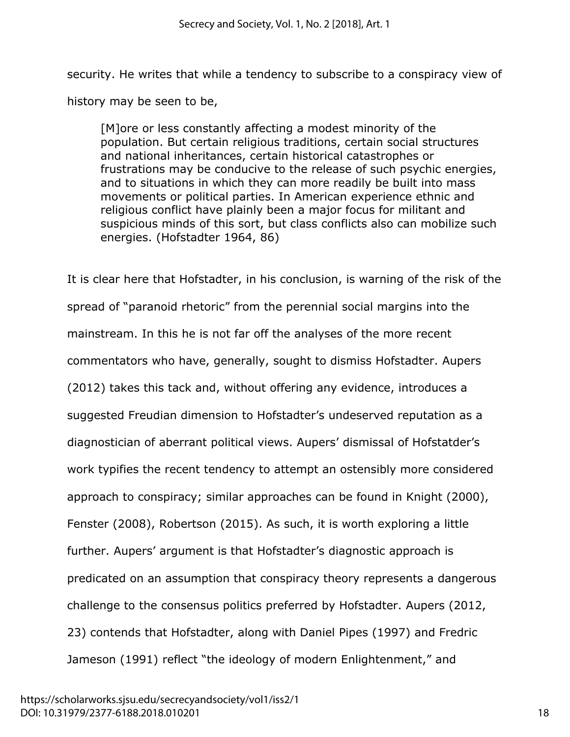security. He writes that while a tendency to subscribe to a conspiracy view of history may be seen to be,

> [M]ore or less constantly affecting a modest minority of the population. But certain religious traditions, certain social structures and national inheritances, certain historical catastrophes or frustrations may be conducive to the release of such psychic energies, and to situations in which they can more readily be built into mass movements or political parties. In American experience ethnic and religious conflict have plainly been a major focus for militant and suspicious minds of this sort, but class conflicts also can mobilize such energies. (Hofstadter 1964, 86)

It is clear here that Hofstadter, in his conclusion, is warning of the risk of the spread of "paranoid rhetoric" from the perennial social margins into the mainstream. In this he is not far off the analyses of the more recent commentators who have, generally, sought to dismiss Hofstadter. Aupers (2012) takes this tack and, without offering any evidence, introduces a suggested Freudian dimension to Hofstadter's undeserved reputation as a diagnostician of aberrant political views. Aupers' dismissal of Hofstatder's work typifies the recent tendency to attempt an ostensibly more considered approach to conspiracy; similar approaches can be found in Knight (2000), Fenster (2008), Robertson (2015). As such, it is worth exploring a little further. Aupers' argument is that Hofstadter's diagnostic approach is predicated on an assumption that conspiracy theory represents a dangerous challenge to the consensus politics preferred by Hofstadter. Aupers (2012, 23) contends that Hofstadter, along with Daniel Pipes (1997) and Fredric Jameson (1991) reflect "the ideology of modern Enlightenment," and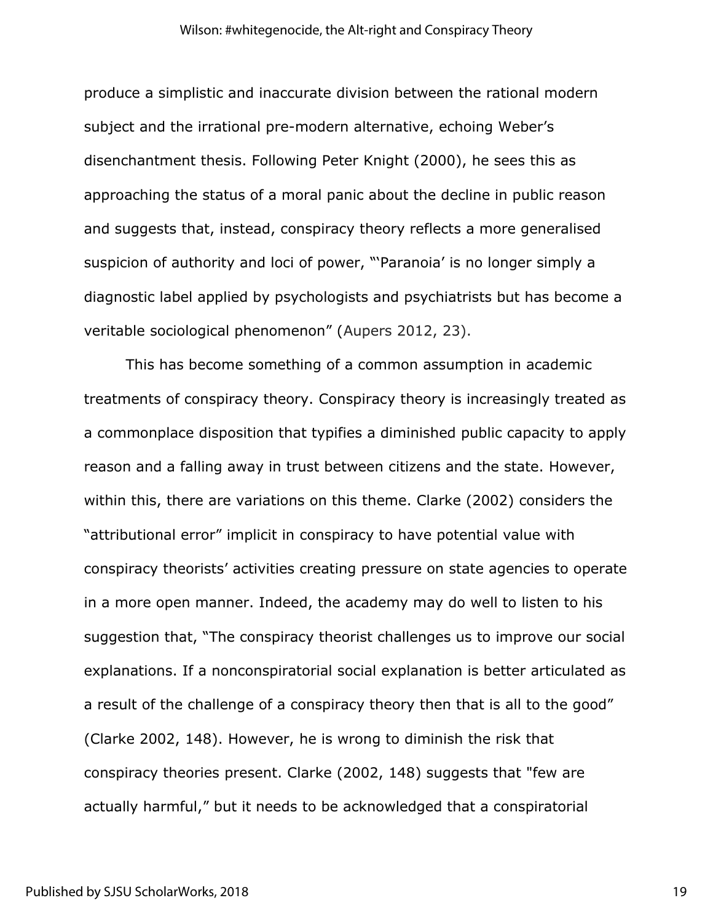produce a simplistic and inaccurate division between the rational modern subject and the irrational pre-modern alternative, echoing Weber's disenchantment thesis. Following Peter Knight (2000), he sees this as approaching the status of a moral panic about the decline in public reason and suggests that, instead, conspiracy theory reflects a more generalised suspicion of authority and loci of power, "'Paranoia' is no longer simply a diagnostic label applied by psychologists and psychiatrists but has become a veritable sociological phenomenon" (Aupers 2012, 23).

This has become something of a common assumption in academic treatments of conspiracy theory. Conspiracy theory is increasingly treated as a commonplace disposition that typifies a diminished public capacity to apply reason and a falling away in trust between citizens and the state. However, within this, there are variations on this theme. Clarke (2002) considers the "attributional error" implicit in conspiracy to have potential value with conspiracy theorists' activities creating pressure on state agencies to operate in a more open manner. Indeed, the academy may do well to listen to his suggestion that, "The conspiracy theorist challenges us to improve our social explanations. If a nonconspiratorial social explanation is better articulated as a result of the challenge of a conspiracy theory then that is all to the good" (Clarke 2002, 148). However, he is wrong to diminish the risk that conspiracy theories present. Clarke (2002, 148) suggests that "few are actually harmful," but it needs to be acknowledged that a conspiratorial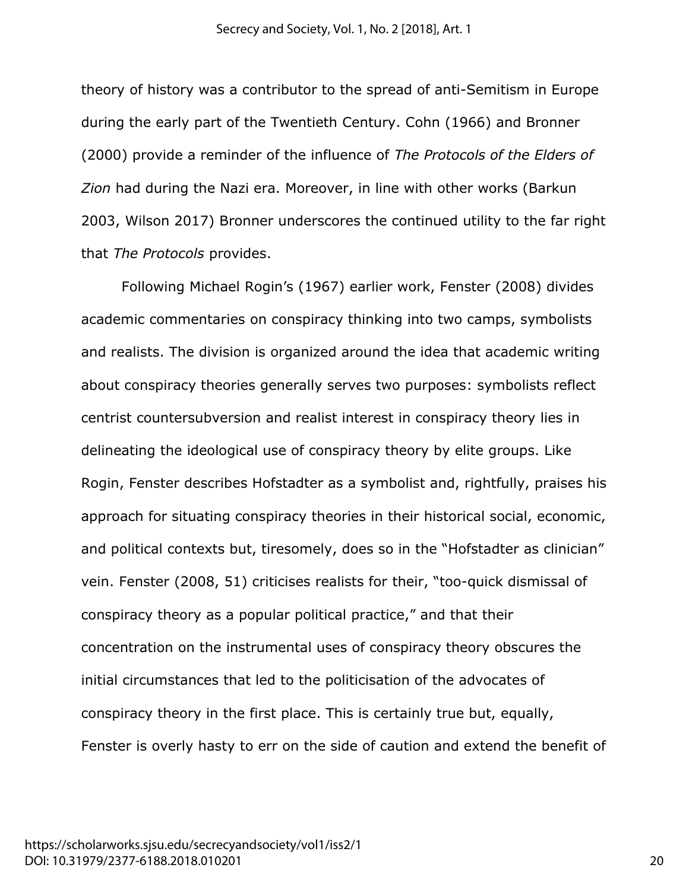theory of history was a contributor to the spread of anti-Semitism in Europe during the early part of the Twentieth Century. Cohn (1966) and Bronner (2000) provide a reminder of the influence of *The Protocols of the Elders of Zion* had during the Nazi era. Moreover, in line with other works (Barkun 2003, Wilson 2017) Bronner underscores the continued utility to the far right that *The Protocols* provides.

Following Michael Rogin's (1967) earlier work, Fenster (2008) divides academic commentaries on conspiracy thinking into two camps, symbolists and realists. The division is organized around the idea that academic writing about conspiracy theories generally serves two purposes: symbolists reflect centrist countersubversion and realist interest in conspiracy theory lies in delineating the ideological use of conspiracy theory by elite groups. Like Rogin, Fenster describes Hofstadter as a symbolist and, rightfully, praises his approach for situating conspiracy theories in their historical social, economic, and political contexts but, tiresomely, does so in the "Hofstadter as clinician" vein. Fenster (2008, 51) criticises realists for their, "too-quick dismissal of conspiracy theory as a popular political practice," and that their concentration on the instrumental uses of conspiracy theory obscures the initial circumstances that led to the politicisation of the advocates of conspiracy theory in the first place. This is certainly true but, equally, Fenster is overly hasty to err on the side of caution and extend the benefit of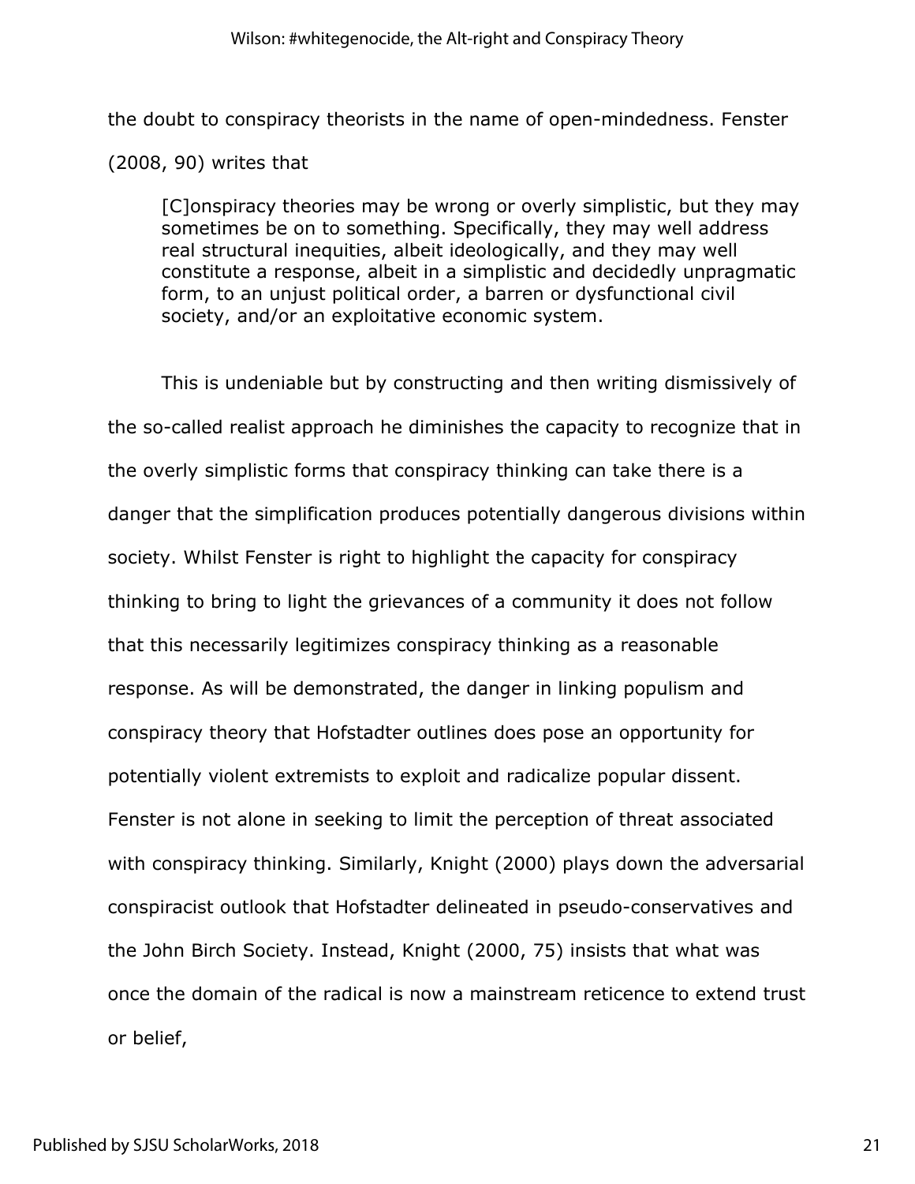the doubt to conspiracy theorists in the name of open-mindedness. Fenster (2008, 90) writes that

> [C]onspiracy theories may be wrong or overly simplistic, but they may sometimes be on to something. Specifically, they may well address real structural inequities, albeit ideologically, and they may well constitute a response, albeit in a simplistic and decidedly unpragmatic form, to an unjust political order, a barren or dysfunctional civil society, and/or an exploitative economic system.

This is undeniable but by constructing and then writing dismissively of the so-called realist approach he diminishes the capacity to recognize that in the overly simplistic forms that conspiracy thinking can take there is a danger that the simplification produces potentially dangerous divisions within society. Whilst Fenster is right to highlight the capacity for conspiracy thinking to bring to light the grievances of a community it does not follow that this necessarily legitimizes conspiracy thinking as a reasonable response. As will be demonstrated, the danger in linking populism and conspiracy theory that Hofstadter outlines does pose an opportunity for potentially violent extremists to exploit and radicalize popular dissent. Fenster is not alone in seeking to limit the perception of threat associated with conspiracy thinking. Similarly, Knight (2000) plays down the adversarial conspiracist outlook that Hofstadter delineated in pseudo-conservatives and the John Birch Society. Instead, Knight (2000, 75) insists that what was once the domain of the radical is now a mainstream reticence to extend trust or belief,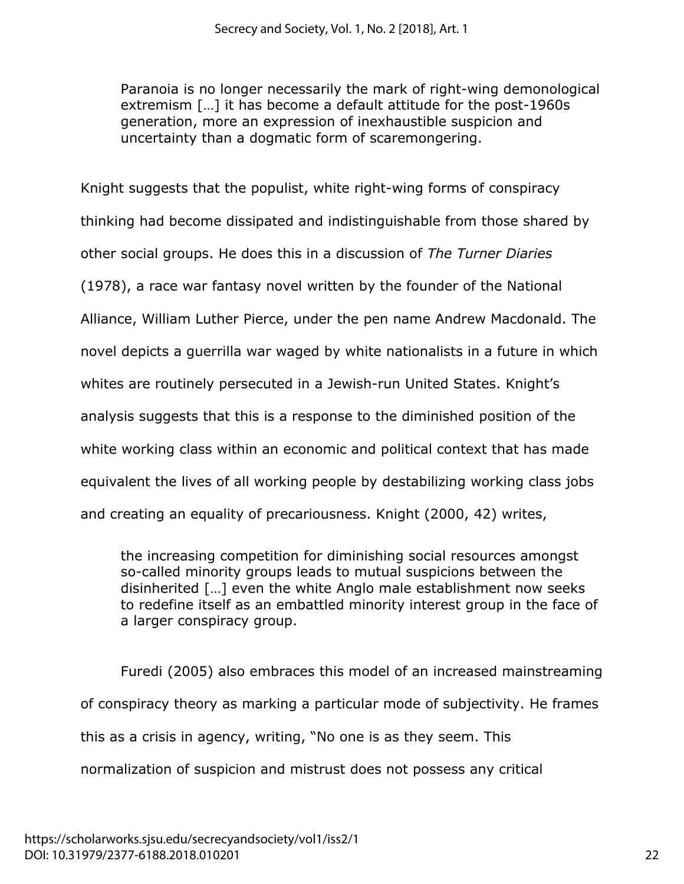> Paranoia is no longer necessarily the mark of right-wing demonological extremism […] it has become a default attitude for the post-1960s generation, more an expression of inexhaustible suspicion and uncertainty than a dogmatic form of scaremongering.

Knight suggests that the populist, white right-wing forms of conspiracy thinking had become dissipated and indistinguishable from those shared by other social groups. He does this in a discussion of *The Turner Diaries* (1978), a race war fantasy novel written by the founder of the National Alliance, William Luther Pierce, under the pen name Andrew Macdonald. The novel depicts a guerrilla war waged by white nationalists in a future in which whites are routinely persecuted in a Jewish-run United States. Knight's analysis suggests that this is a response to the diminished position of the white working class within an economic and political context that has made equivalent the lives of all working people by destabilizing working class jobs and creating an equality of precariousness. Knight (2000, 42) writes,

> the increasing competition for diminishing social resources amongst so-called minority groups leads to mutual suspicions between the disinherited […] even the white Anglo male establishment now seeks to redefine itself as an embattled minority interest group in the face of a larger conspiracy group.

Furedi (2005) also embraces this model of an increased mainstreaming of conspiracy theory as marking a particular mode of subjectivity. He frames this as a crisis in agency, writing, "No one is as they seem. This normalization of suspicion and mistrust does not possess any critical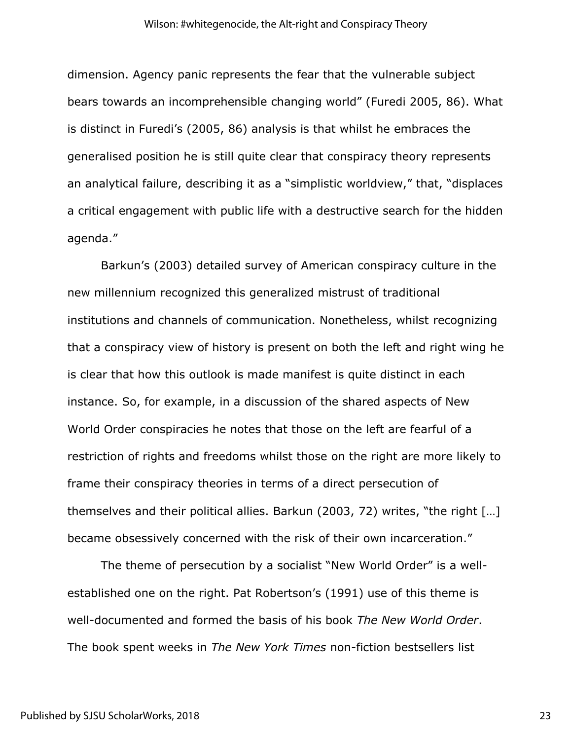dimension. Agency panic represents the fear that the vulnerable subject bears towards an incomprehensible changing world" (Furedi 2005, 86). What is distinct in Furedi's (2005, 86) analysis is that whilst he embraces the generalised position he is still quite clear that conspiracy theory represents an analytical failure, describing it as a "simplistic worldview," that, "displaces a critical engagement with public life with a destructive search for the hidden agenda."

Barkun's (2003) detailed survey of American conspiracy culture in the new millennium recognized this generalized mistrust of traditional institutions and channels of communication. Nonetheless, whilst recognizing that a conspiracy view of history is present on both the left and right wing he is clear that how this outlook is made manifest is quite distinct in each instance. So, for example, in a discussion of the shared aspects of New World Order conspiracies he notes that those on the left are fearful of a restriction of rights and freedoms whilst those on the right are more likely to frame their conspiracy theories in terms of a direct persecution of themselves and their political allies. Barkun (2003, 72) writes, "the right […] became obsessively concerned with the risk of their own incarceration."

The theme of persecution by a socialist "New World Order" is a well-established one on the right. Pat Robertson's (1991) use of this theme is well-documented and formed the basis of his book *The New World Order*. The book spent weeks in *The New York Times* non-fiction bestsellers list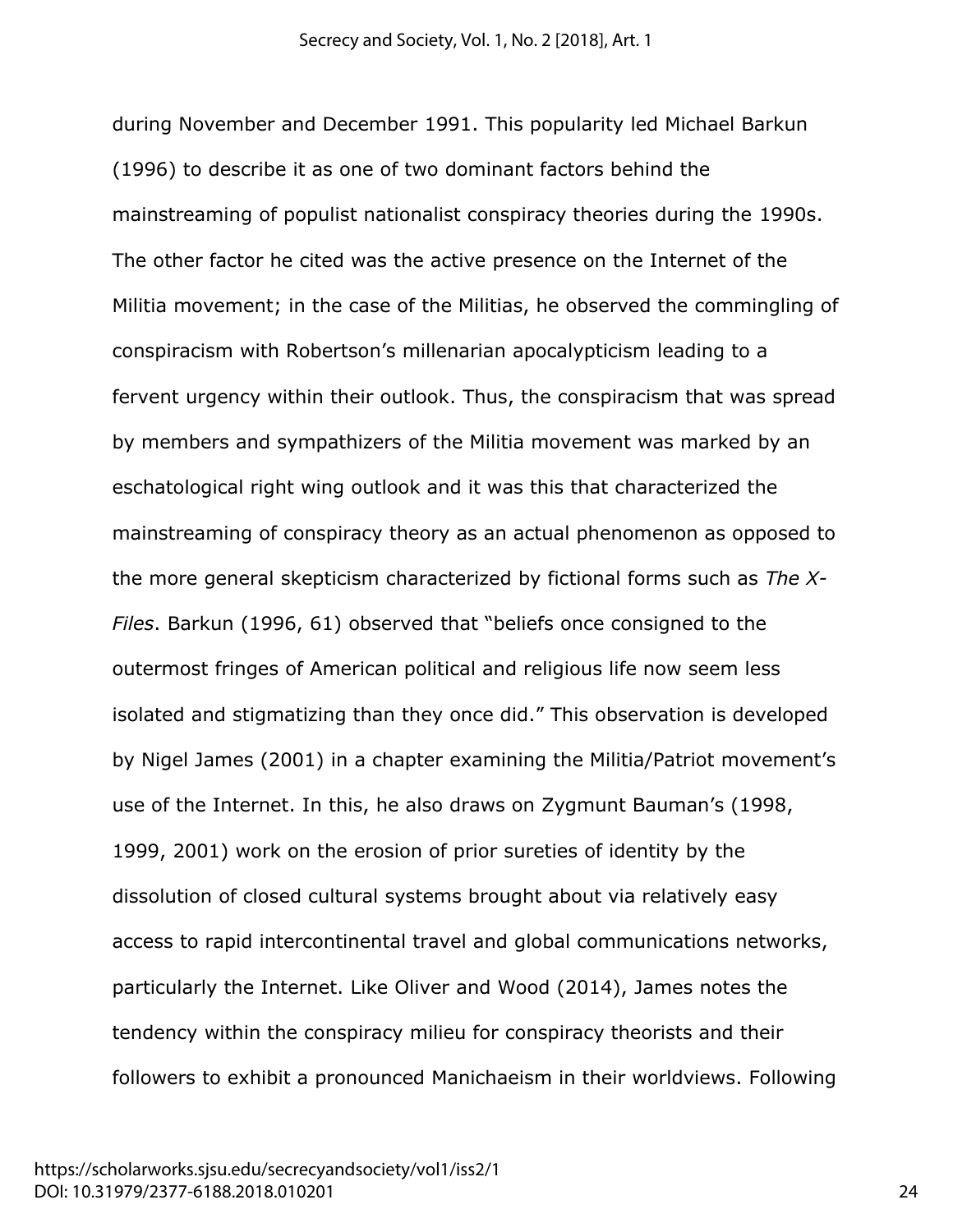during November and December 1991. This popularity led Michael Barkun (1996) to describe it as one of two dominant factors behind the mainstreaming of populist nationalist conspiracy theories during the 1990s. The other factor he cited was the active presence on the Internet of the Militia movement; in the case of the Militias, he observed the commingling of conspiracism with Robertson's millenarian apocalypticism leading to a fervent urgency within their outlook. Thus, the conspiracism that was spread by members and sympathizers of the Militia movement was marked by an eschatological right wing outlook and it was this that characterized the mainstreaming of conspiracy theory as an actual phenomenon as opposed to the more general skepticism characterized by fictional forms such as *The X-Files*. Barkun (1996, 61) observed that "beliefs once consigned to the outermost fringes of American political and religious life now seem less isolated and stigmatizing than they once did." This observation is developed by Nigel James (2001) in a chapter examining the Militia/Patriot movement's use of the Internet. In this, he also draws on Zygmunt Bauman's (1998, 1999, 2001) work on the erosion of prior sureties of identity by the dissolution of closed cultural systems brought about via relatively easy access to rapid intercontinental travel and global communications networks, particularly the Internet. Like Oliver and Wood (2014), James notes the tendency within the conspiracy milieu for conspiracy theorists and their followers to exhibit a pronounced Manichaeism in their worldviews. Following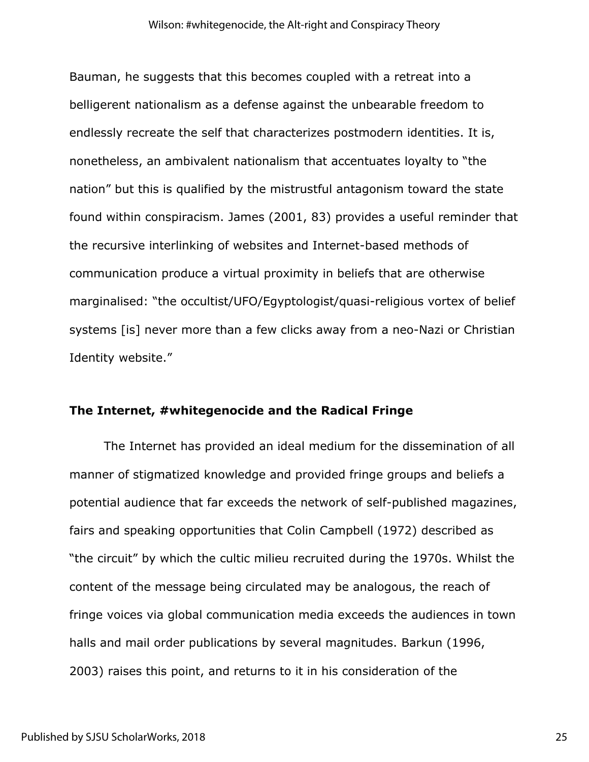Bauman, he suggests that this becomes coupled with a retreat into a belligerent nationalism as a defense against the unbearable freedom to endlessly recreate the self that characterizes postmodern identities. It is, nonetheless, an ambivalent nationalism that accentuates loyalty to "the nation" but this is qualified by the mistrustful antagonism toward the state found within conspiracism. James (2001, 83) provides a useful reminder that the recursive interlinking of websites and Internet-based methods of communication produce a virtual proximity in beliefs that are otherwise marginalised: "the occultist/UFO/Egyptologist/quasi-religious vortex of belief systems [is] never more than a few clicks away from a neo-Nazi or Christian Identity website."

## The Internet, #whitegenocide and the Radical Fringe

The Internet has provided an ideal medium for the dissemination of all manner of stigmatized knowledge and provided fringe groups and beliefs a potential audience that far exceeds the network of self-published magazines, fairs and speaking opportunities that Colin Campbell (1972) described as "the circuit" by which the cultic milieu recruited during the 1970s. Whilst the content of the message being circulated may be analogous, the reach of fringe voices via global communication media exceeds the audiences in town halls and mail order publications by several magnitudes. Barkun (1996, 2003) raises this point, and returns to it in his consideration of the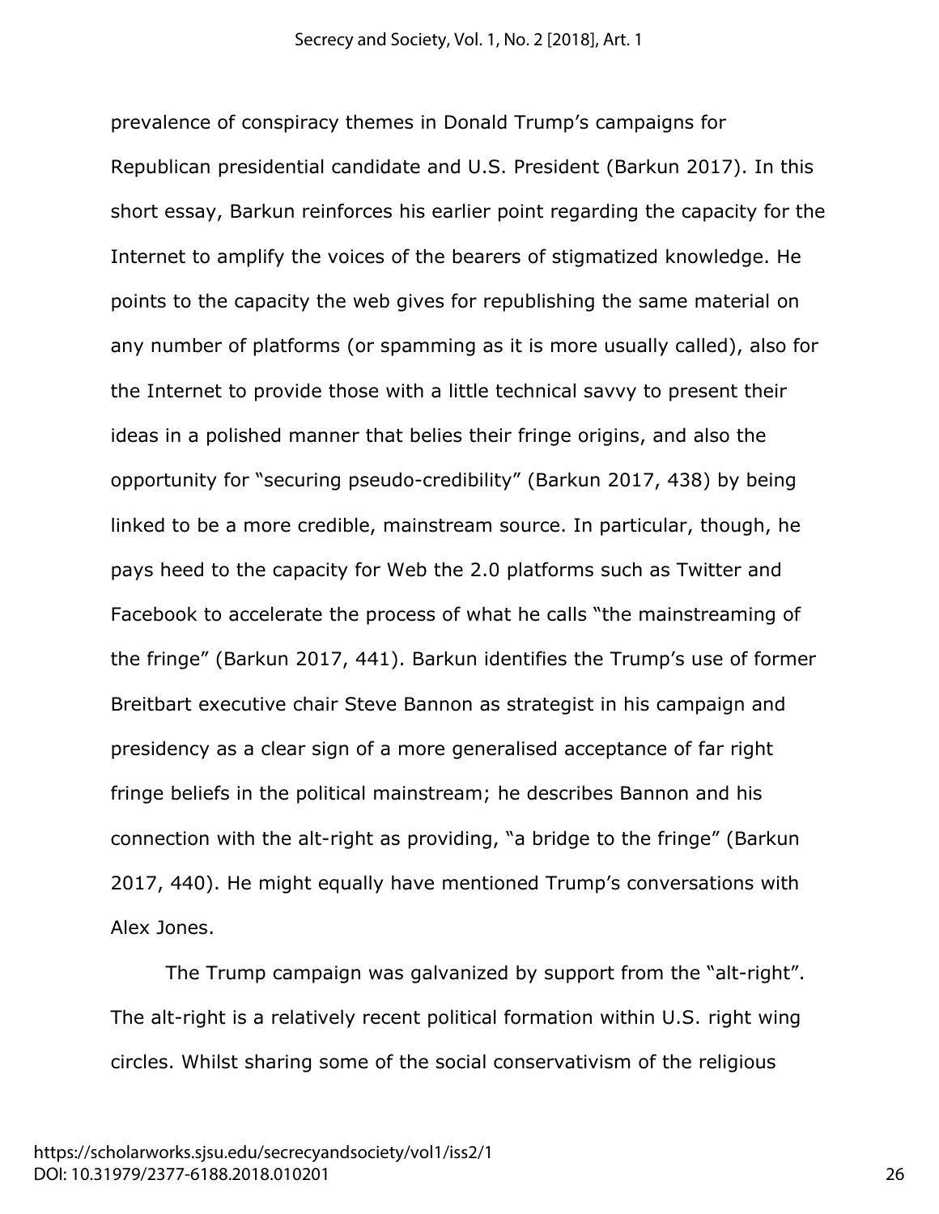prevalence of conspiracy themes in Donald Trump's campaigns for Republican presidential candidate and U.S. President (Barkun 2017). In this short essay, Barkun reinforces his earlier point regarding the capacity for the Internet to amplify the voices of the bearers of stigmatized knowledge. He points to the capacity the web gives for republishing the same material on any number of platforms (or spamming as it is more usually called), also for the Internet to provide those with a little technical savvy to present their ideas in a polished manner that belies their fringe origins, and also the opportunity for "securing pseudo-credibility" (Barkun 2017, 438) by being linked to be a more credible, mainstream source. In particular, though, he pays heed to the capacity for Web the 2.0 platforms such as Twitter and Facebook to accelerate the process of what he calls "the mainstreaming of the fringe" (Barkun 2017, 441). Barkun identifies the Trump's use of former Breitbart executive chair Steve Bannon as strategist in his campaign and presidency as a clear sign of a more generalised acceptance of far right fringe beliefs in the political mainstream; he describes Bannon and his connection with the alt-right as providing, "a bridge to the fringe" (Barkun 2017, 440). He might equally have mentioned Trump's conversations with Alex Jones.

The Trump campaign was galvanized by support from the "alt-right". The alt-right is a relatively recent political formation within U.S. right wing circles. Whilst sharing some of the social conservativism of the religious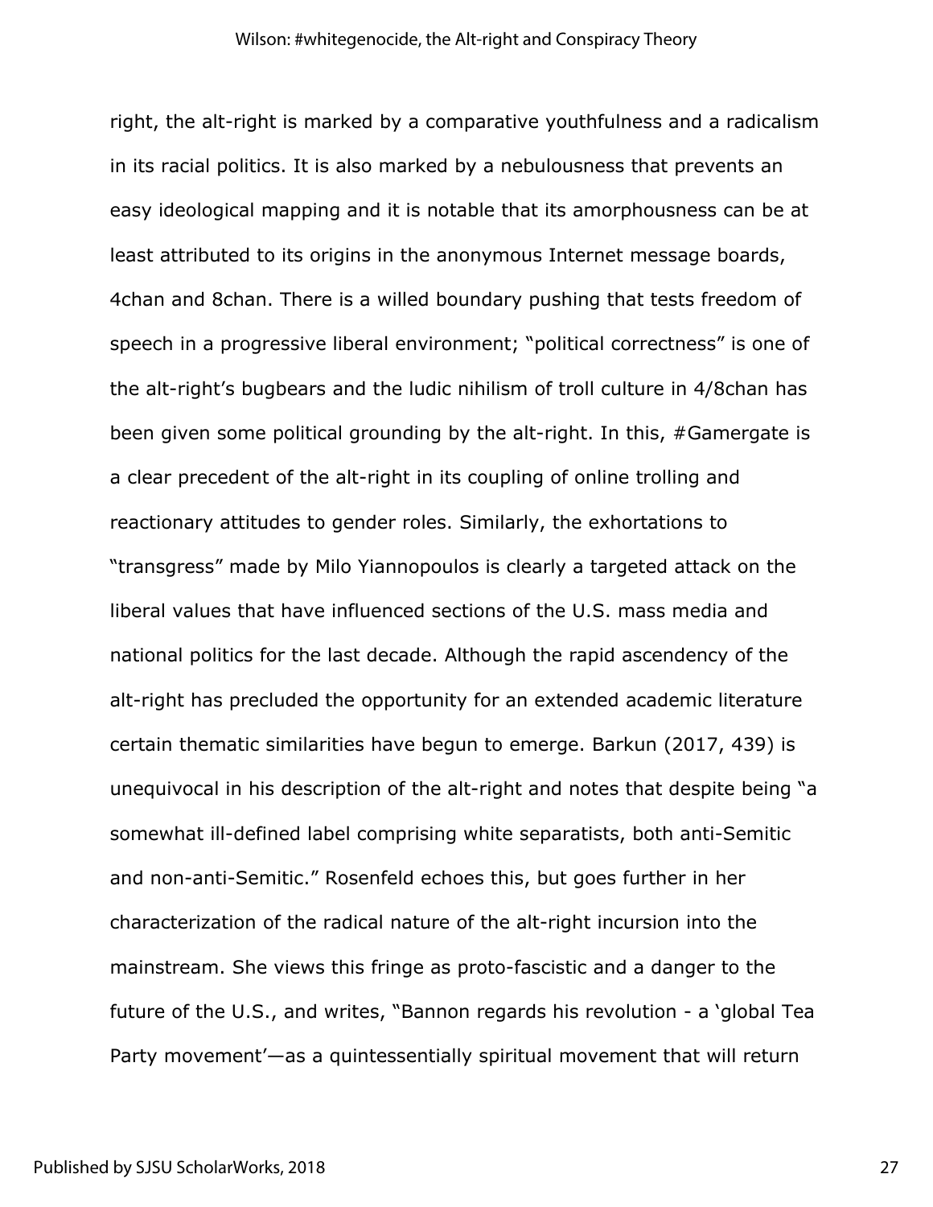right, the alt-right is marked by a comparative youthfulness and a radicalism in its racial politics. It is also marked by a nebulousness that prevents an easy ideological mapping and it is notable that its amorphousness can be at least attributed to its origins in the anonymous Internet message boards, 4chan and 8chan. There is a willed boundary pushing that tests freedom of speech in a progressive liberal environment; "political correctness" is one of the alt-right's bugbears and the ludic nihilism of troll culture in 4/8chan has been given some political grounding by the alt-right. In this, #Gamergate is a clear precedent of the alt-right in its coupling of online trolling and reactionary attitudes to gender roles. Similarly, the exhortations to "transgress" made by Milo Yiannopoulos is clearly a targeted attack on the liberal values that have influenced sections of the U.S. mass media and national politics for the last decade. Although the rapid ascendency of the alt-right has precluded the opportunity for an extended academic literature certain thematic similarities have begun to emerge. Barkun (2017, 439) is unequivocal in his description of the alt-right and notes that despite being "a somewhat ill-defined label comprising white separatists, both anti-Semitic and non-anti-Semitic." Rosenfeld echoes this, but goes further in her characterization of the radical nature of the alt-right incursion into the mainstream. She views this fringe as proto-fascistic and a danger to the future of the U.S., and writes, "Bannon regards his revolution - a 'global Tea Party movement'—as a quintessentially spiritual movement that will return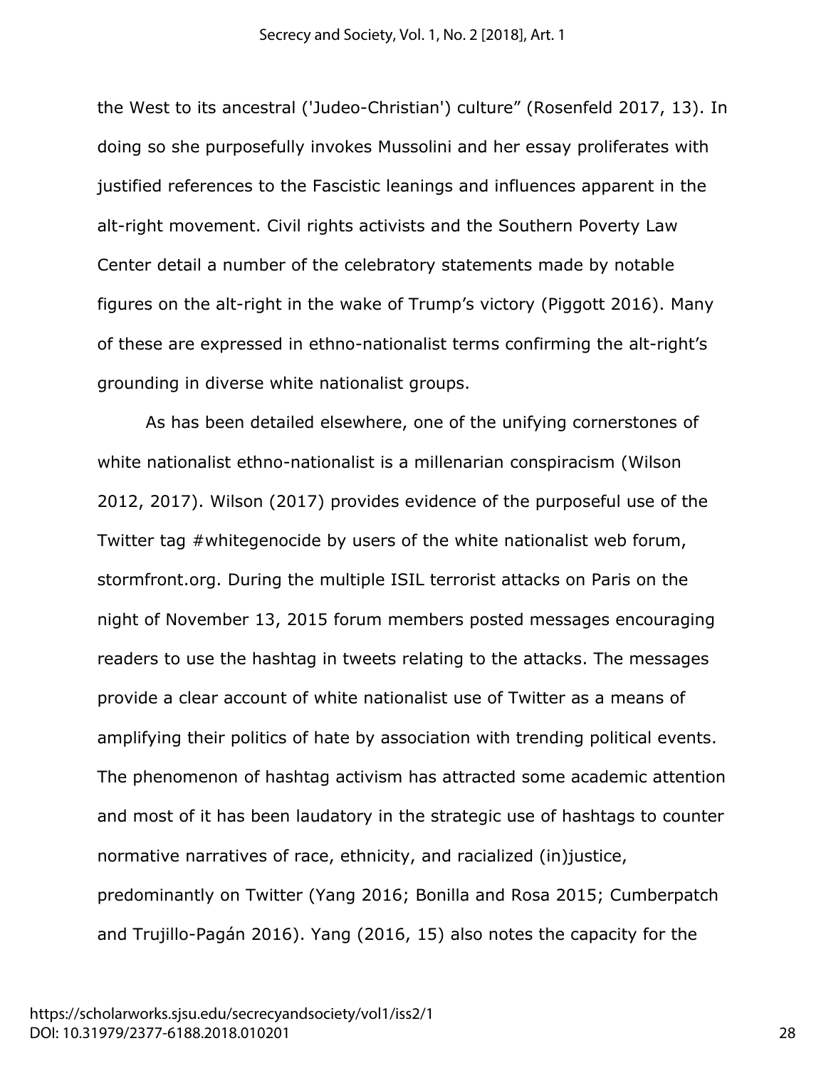the West to its ancestral ('Judeo-Christian') culture" (Rosenfeld 2017, 13). In doing so she purposefully invokes Mussolini and her essay proliferates with justified references to the Fascistic leanings and influences apparent in the alt-right movement. Civil rights activists and the Southern Poverty Law Center detail a number of the celebratory statements made by notable figures on the alt-right in the wake of Trump's victory (Piggott 2016). Many of these are expressed in ethno-nationalist terms confirming the alt-right's grounding in diverse white nationalist groups.

As has been detailed elsewhere, one of the unifying cornerstones of white nationalist ethno-nationalist is a millenarian conspiracism (Wilson 2012, 2017). Wilson (2017) provides evidence of the purposeful use of the Twitter tag #whitegenocide by users of the white nationalist web forum, stormfront.org. During the multiple ISIL terrorist attacks on Paris on the night of November 13, 2015 forum members posted messages encouraging readers to use the hashtag in tweets relating to the attacks. The messages provide a clear account of white nationalist use of Twitter as a means of amplifying their politics of hate by association with trending political events. The phenomenon of hashtag activism has attracted some academic attention and most of it has been laudatory in the strategic use of hashtags to counter normative narratives of race, ethnicity, and racialized (in)justice, predominantly on Twitter (Yang 2016; Bonilla and Rosa 2015; Cumberpatch and Trujillo-Pagán 2016). Yang (2016, 15) also notes the capacity for the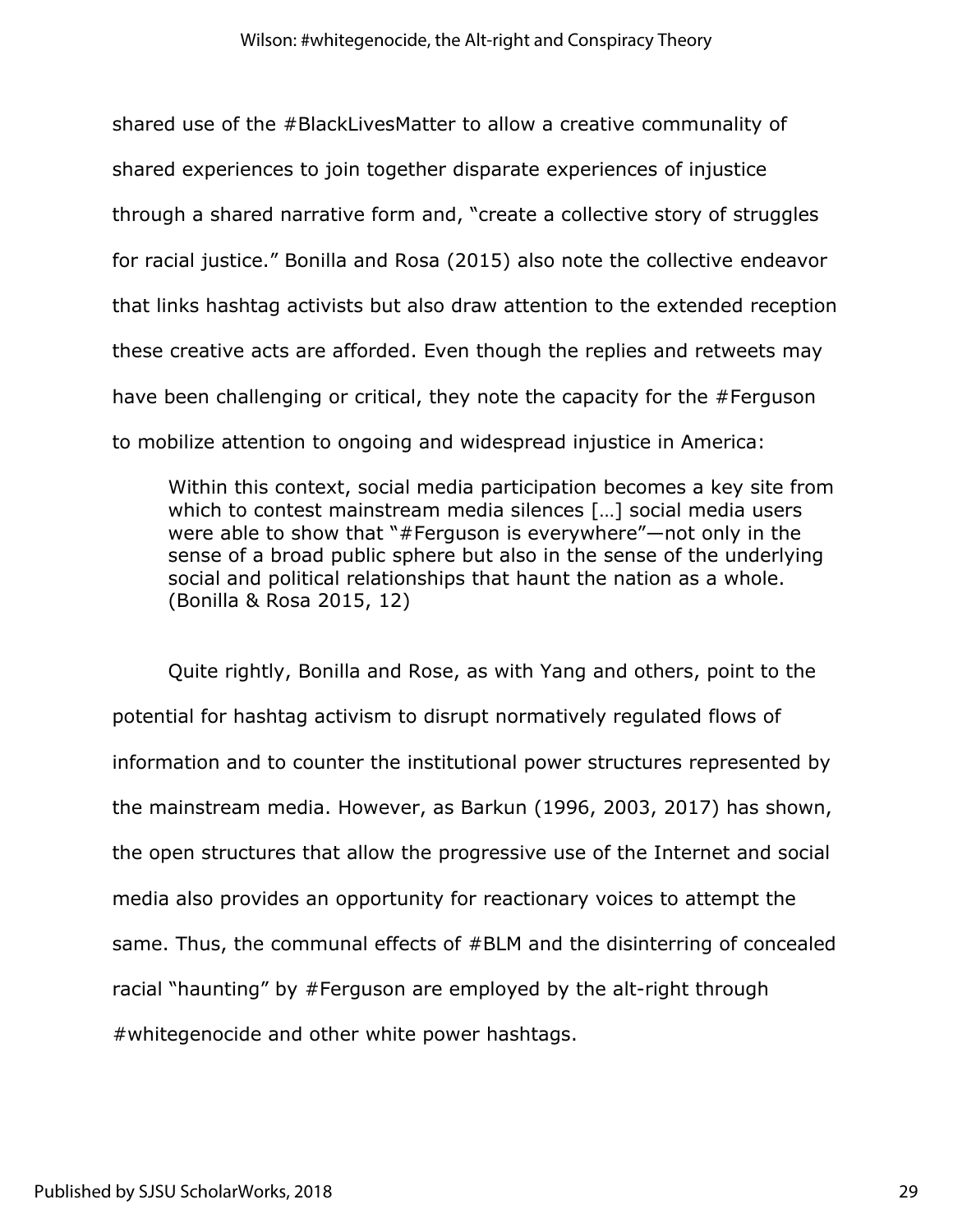shared use of the #BlackLivesMatter to allow a creative communality of shared experiences to join together disparate experiences of injustice through a shared narrative form and, "create a collective story of struggles for racial justice." Bonilla and Rosa (2015) also note the collective endeavor that links hashtag activists but also draw attention to the extended reception these creative acts are afforded. Even though the replies and retweets may have been challenging or critical, they note the capacity for the #Ferguson to mobilize attention to ongoing and widespread injustice in America:

> Within this context, social media participation becomes a key site from which to contest mainstream media silences […] social media users were able to show that "#Ferguson is everywhere"—not only in the sense of a broad public sphere but also in the sense of the underlying social and political relationships that haunt the nation as a whole. (Bonilla & Rosa 2015, 12)

Quite rightly, Bonilla and Rose, as with Yang and others, point to the potential for hashtag activism to disrupt normatively regulated flows of information and to counter the institutional power structures represented by the mainstream media. However, as Barkun (1996, 2003, 2017) has shown, the open structures that allow the progressive use of the Internet and social media also provides an opportunity for reactionary voices to attempt the same. Thus, the communal effects of #BLM and the disinterring of concealed racial "haunting" by #Ferguson are employed by the alt-right through #whitegenocide and other white power hashtags.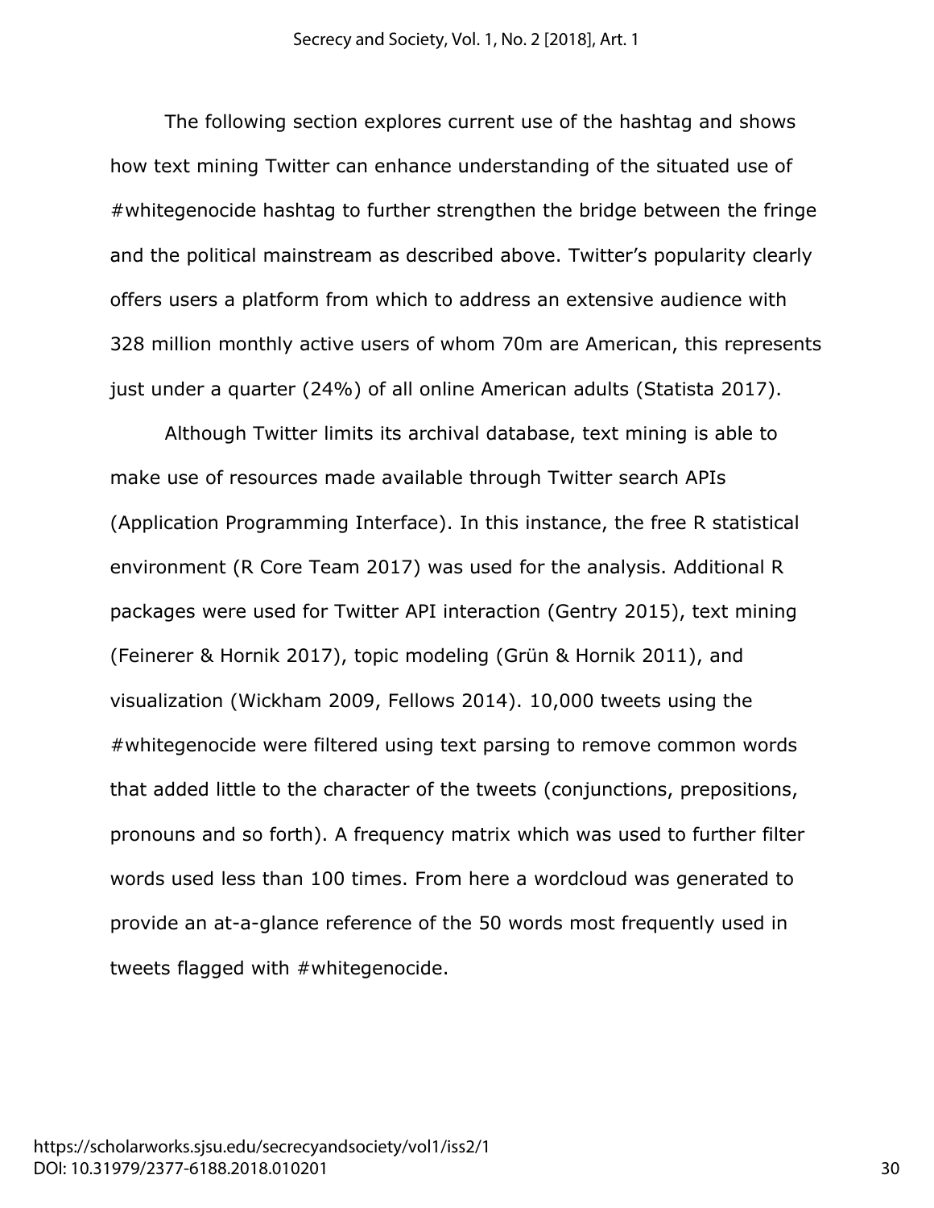The following section explores current use of the hashtag and shows how text mining Twitter can enhance understanding of the situated use of #whitegenocide hashtag to further strengthen the bridge between the fringe and the political mainstream as described above. Twitter's popularity clearly offers users a platform from which to address an extensive audience with 328 million monthly active users of whom 70m are American, this represents just under a quarter (24%) of all online American adults (Statista 2017).

Although Twitter limits its archival database, text mining is able to make use of resources made available through Twitter search APIs (Application Programming Interface). In this instance, the free R statistical environment (R Core Team 2017) was used for the analysis. Additional R packages were used for Twitter API interaction (Gentry 2015), text mining (Feinerer & Hornik 2017), topic modeling (Grün & Hornik 2011), and visualization (Wickham 2009, Fellows 2014). 10,000 tweets using the #whitegenocide were filtered using text parsing to remove common words that added little to the character of the tweets (conjunctions, prepositions, pronouns and so forth). A frequency matrix which was used to further filter words used less than 100 times. From here a wordcloud was generated to provide an at-a-glance reference of the 50 words most frequently used in tweets flagged with #whitegenocide.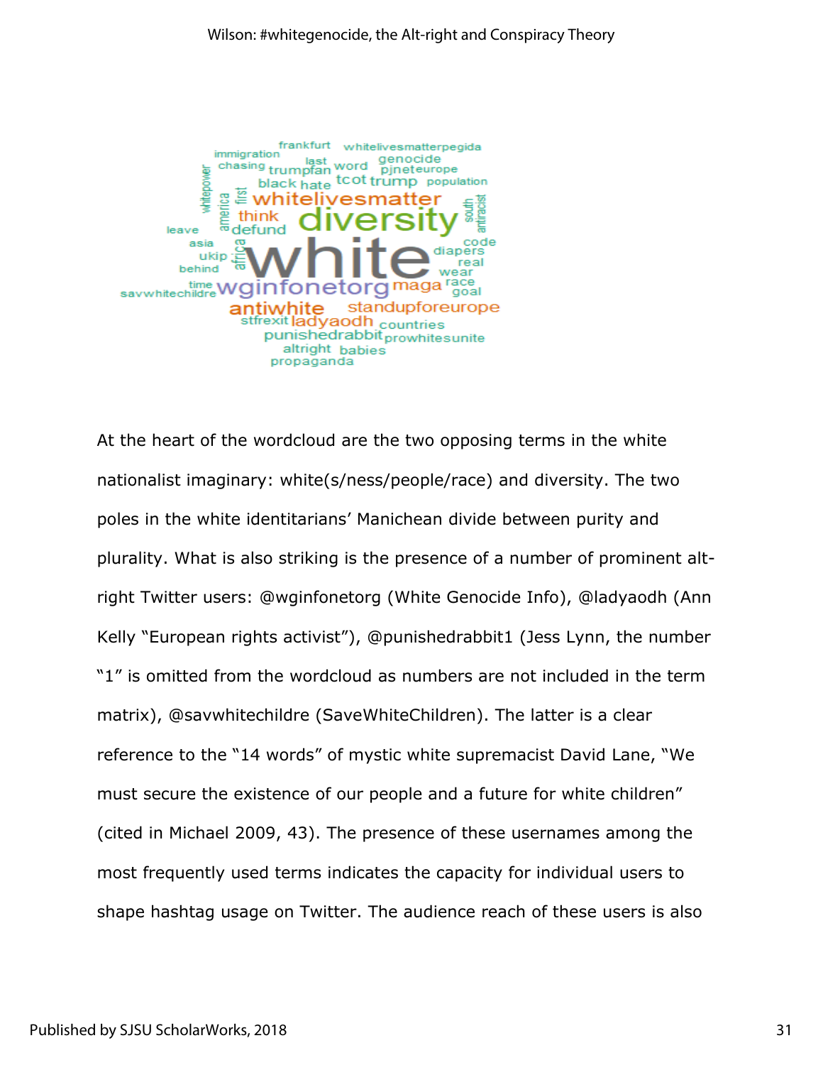At the heart of the wordcloud are the two opposing terms in the white nationalist imaginary: white(s/ness/people/race) and diversity. The two poles in the white identitarians' Manichean divide between purity and plurality. What is also striking is the presence of a number of prominent alt-right Twitter users: @wginfonetorg (White Genocide Info), @ladyaodh (Ann Kelly "European rights activist"), @punishedrabbit1 (Jess Lynn, the number "1" is omitted from the wordcloud as numbers are not included in the term matrix), @savwhitechildre (SaveWhiteChildren). The latter is a clear reference to the "14 words" of mystic white supremacist David Lane, "We must secure the existence of our people and a future for white children" (cited in Michael 2009, 43). The presence of these usernames among the most frequently used terms indicates the capacity for individual users to shape hashtag usage on Twitter. The audience reach of these users is also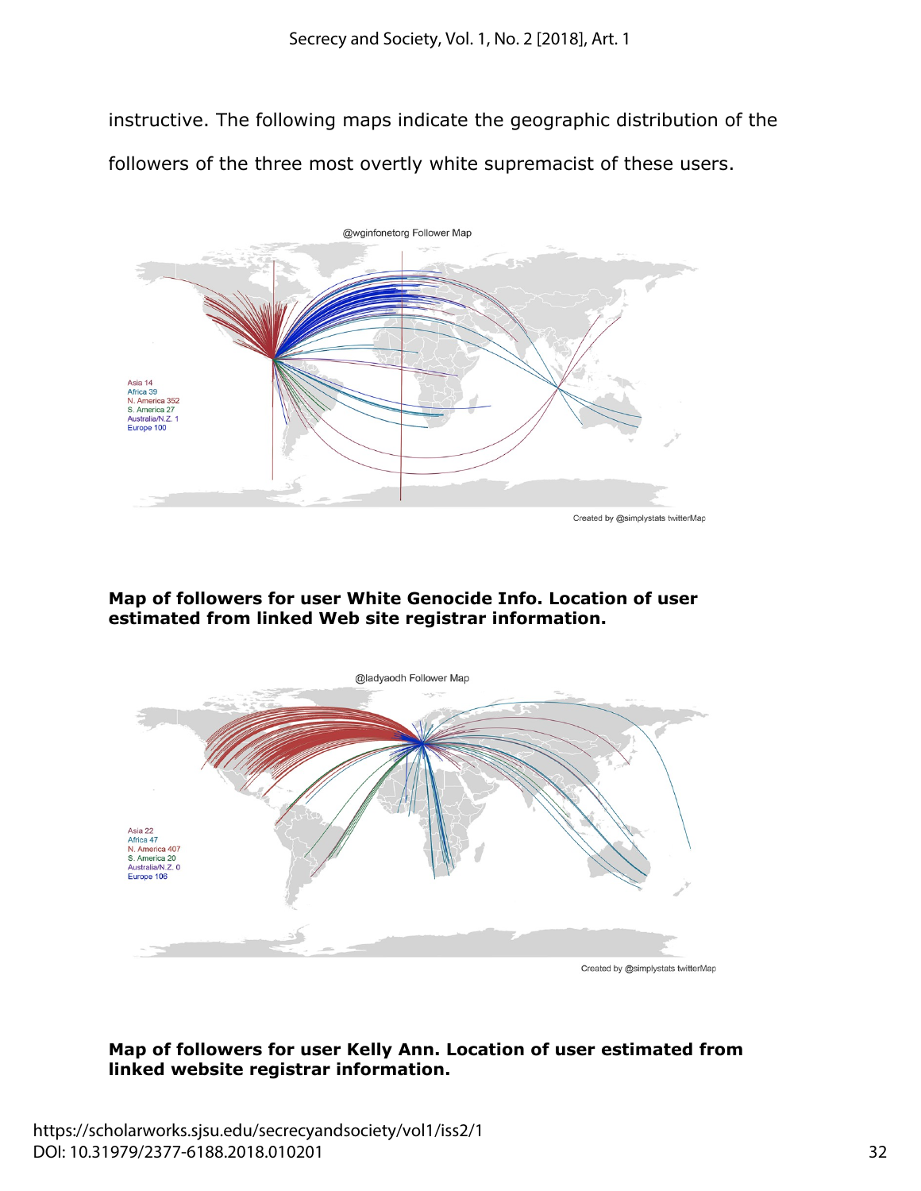instructive. The following maps indicate the geographic distribution of the followers of the three most overtly white supremacist of these users.

@wginfonetorg Follower Map

Asia 14
Africa 39
N. America 352
S. America 27
Australia/N.Z. 1
Europe 100

Created by @simplystats twitterMap

**Map of followers for user White Genocide Info. Location of user estimated from linked Web site registrar information.**

@ladyaodh Follower Map

Asia 22
Africa 47
N. America 407
S. America 20
Australia/N.Z. 0
Europe 106

Created by @simplystats twitterMap

**Map of followers for user Kelly Ann. Location of user estimated from linked website registrar information.**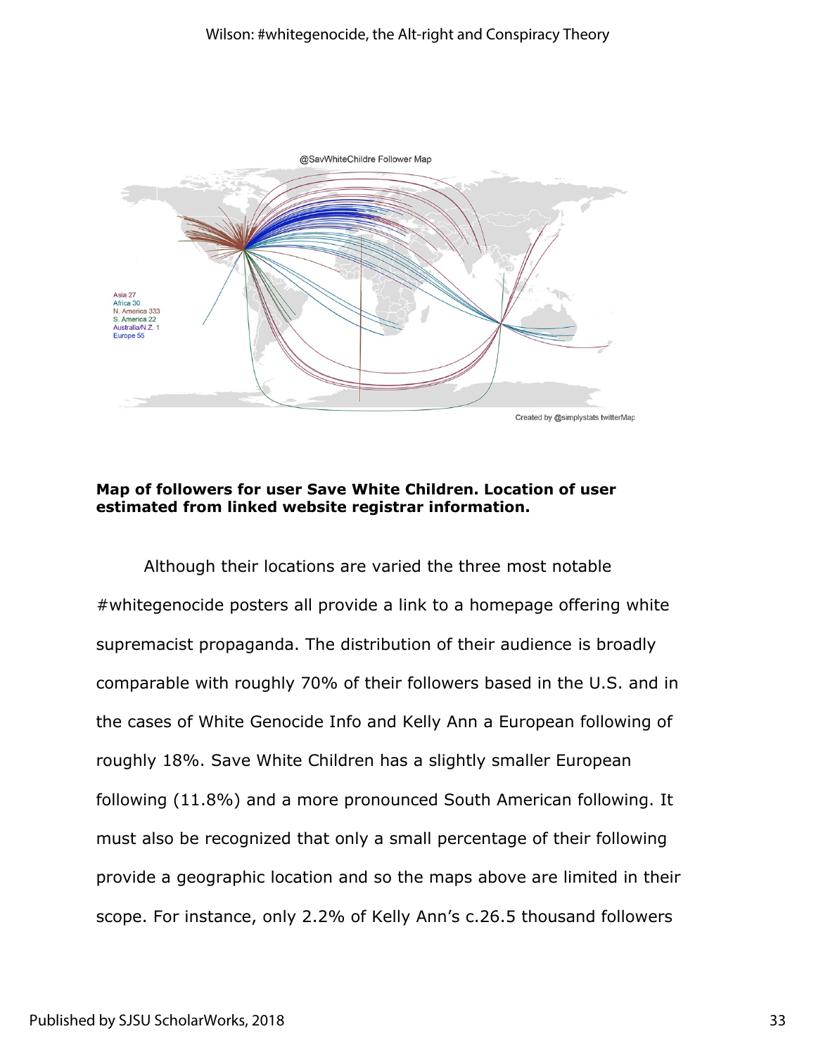**Map of followers for user Save White Children. Location of user estimated from linked website registrar information.**

Although their locations are varied the three most notable #whitegenocide posters all provide a link to a homepage offering white supremacist propaganda. The distribution of their audience is broadly comparable with roughly 70% of their followers based in the U.S. and in the cases of White Genocide Info and Kelly Ann a European following of roughly 18%. Save White Children has a slightly smaller European following (11.8%) and a more pronounced South American following. It must also be recognized that only a small percentage of their following provide a geographic location and so the maps above are limited in their scope. For instance, only 2.2% of Kelly Ann's c.26.5 thousand followers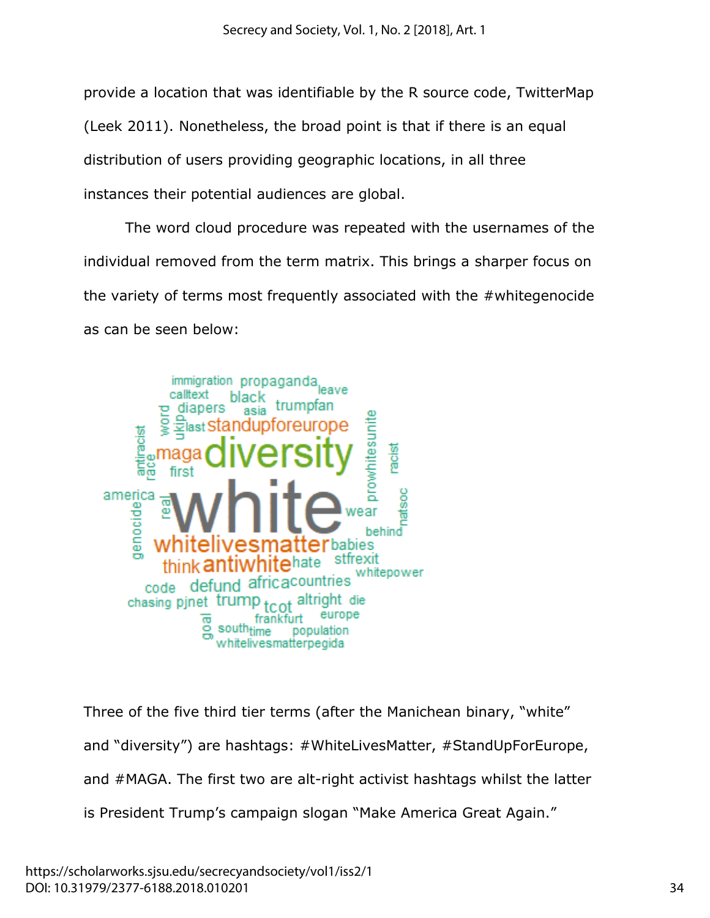provide a location that was identifiable by the R source code, TwitterMap (Leek 2011). Nonetheless, the broad point is that if there is an equal distribution of users providing geographic locations, in all three instances their potential audiences are global.

The word cloud procedure was repeated with the usernames of the individual removed from the term matrix. This brings a sharper focus on the variety of terms most frequently associated with the #whitegenocide as can be seen below:

Three of the five third tier terms (after the Manichean binary, "white" and "diversity") are hashtags: #WhiteLivesMatter, #StandUpForEurope, and #MAGA. The first two are alt-right activist hashtags whilst the latter is President Trump's campaign slogan "Make America Great Again."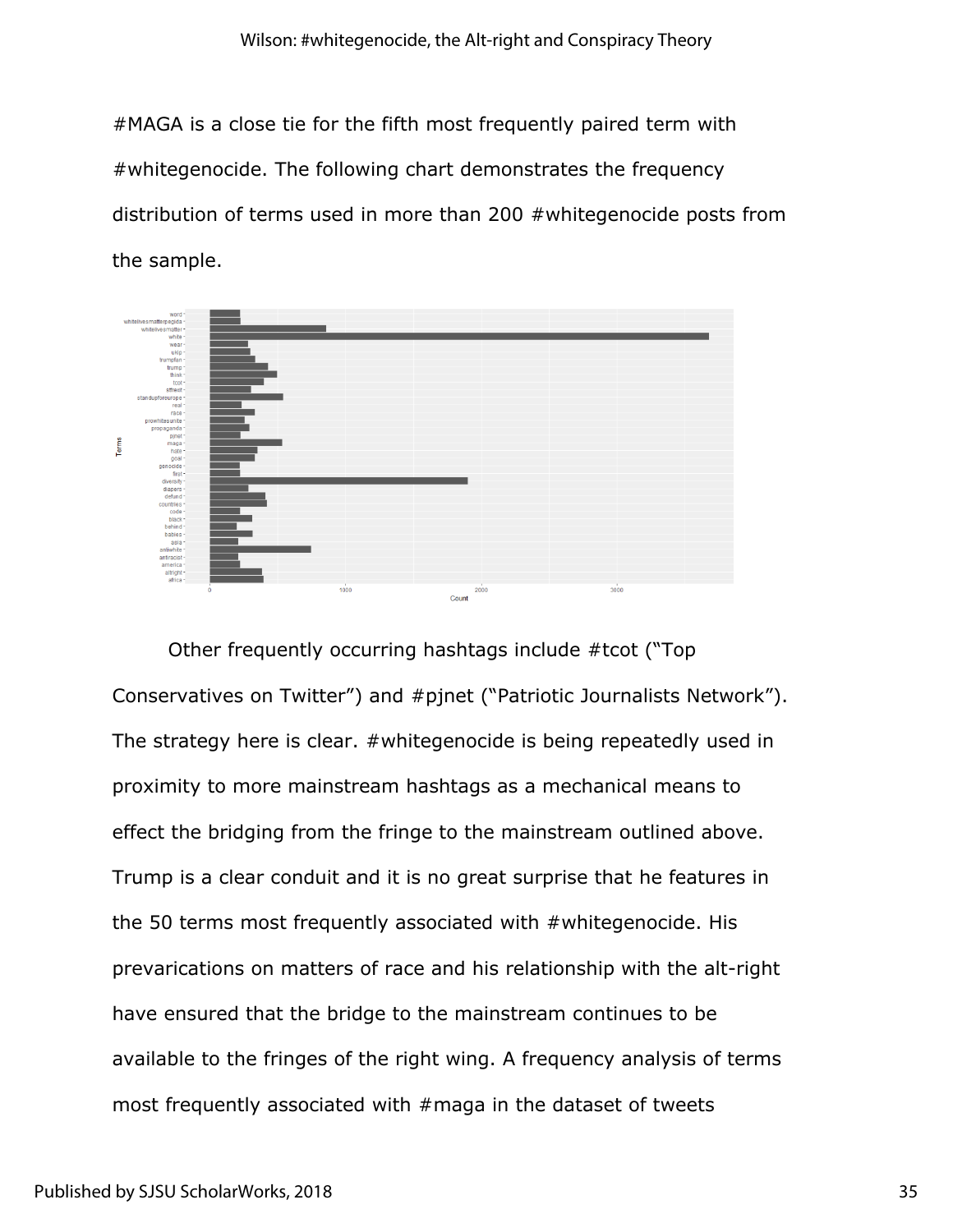#MAGA is a close tie for the fifth most frequently paired term with #whitegenocide. The following chart demonstrates the frequency distribution of terms used in more than 200 #whitegenocide posts from the sample.

Other frequently occurring hashtags include #tcot ("Top Conservatives on Twitter") and #pjnet ("Patriotic Journalists Network"). The strategy here is clear. #whitegenocide is being repeatedly used in proximity to more mainstream hashtags as a mechanical means to effect the bridging from the fringe to the mainstream outlined above. Trump is a clear conduit and it is no great surprise that he features in the 50 terms most frequently associated with #whitegenocide. His prevarications on matters of race and his relationship with the alt-right have ensured that the bridge to the mainstream continues to be available to the fringes of the right wing. A frequency analysis of terms most frequently associated with #maga in the dataset of tweets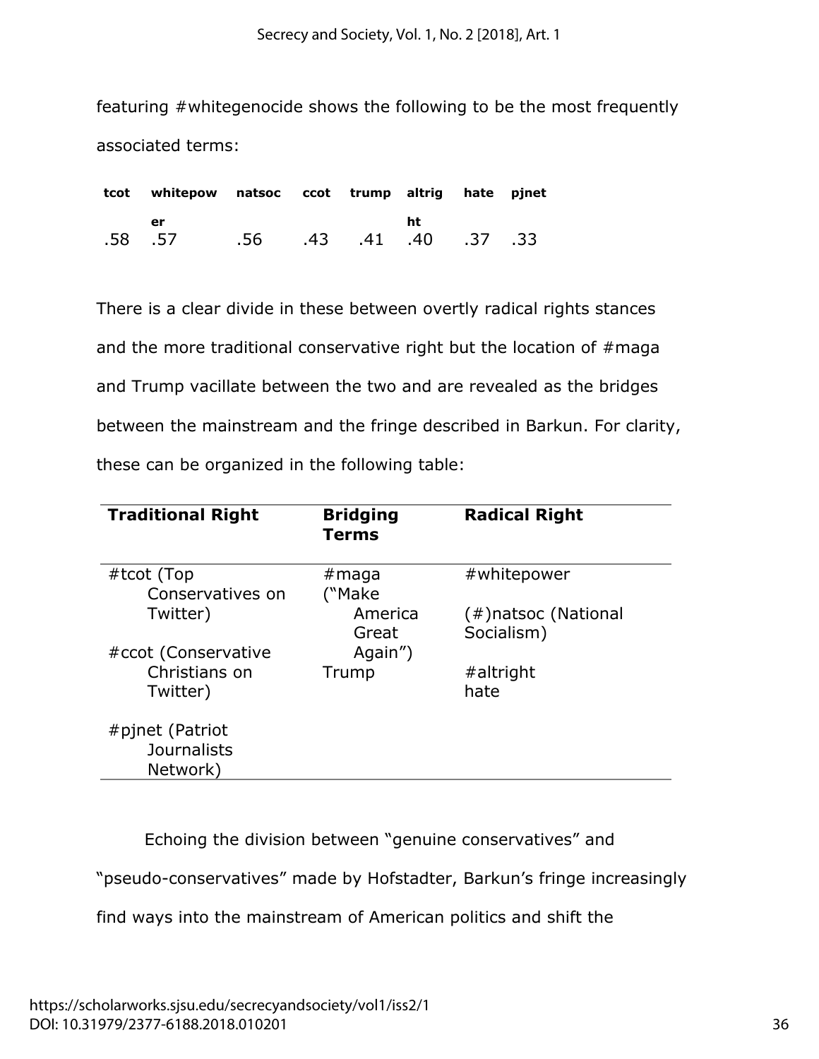featuring #whitegenocide shows the following to be the most frequently associated terms:

| tcot | whitepower | natsoc | ccot | trump | altright | hate | pjnet |
|---|---|---|---|---|---|---|---|
| .58 | .57 | .56 | .43 | .41 | .40 | .37 | .33 |

There is a clear divide in these between overtly radical rights stances and the more traditional conservative right but the location of #maga and Trump vacillate between the two and are revealed as the bridges between the mainstream and the fringe described in Barkun. For clarity, these can be organized in the following table:

| Traditional Right | Bridging Terms | Radical Right |
|---|---|---|
| #tcot (Top Conservatives on Twitter)<br><br>#ccot (Conservative Christians on Twitter)<br><br>#pjnet (Patriot Journalists Network) | #maga ("Make America Great Again")<br><br>Trump | #whitepower<br><br>(#)natsoc (National Socialism)<br><br>#altright<br><br>hate |

Echoing the division between "genuine conservatives" and "pseudo-conservatives" made by Hofstadter, Barkun's fringe increasingly find ways into the mainstream of American politics and shift the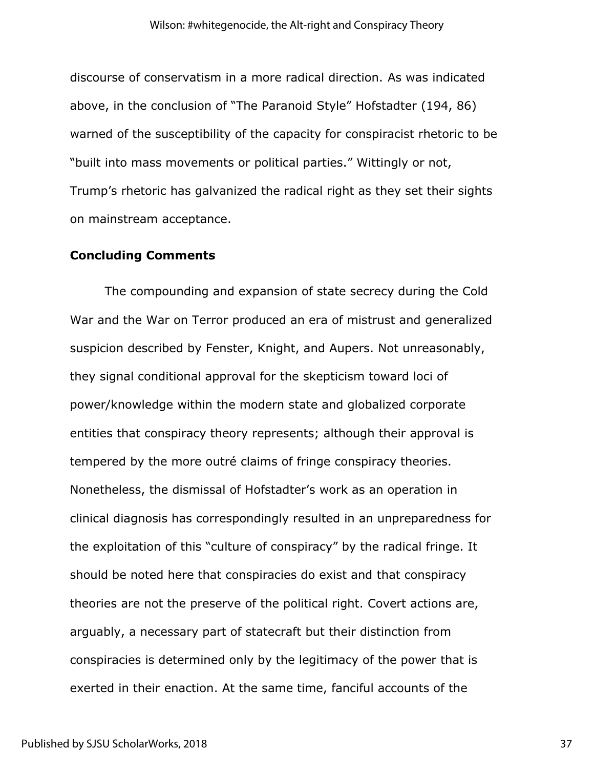discourse of conservatism in a more radical direction. As was indicated above, in the conclusion of "The Paranoid Style" Hofstadter (194, 86) warned of the susceptibility of the capacity for conspiracist rhetoric to be "built into mass movements or political parties." Wittingly or not, Trump's rhetoric has galvanized the radical right as they set their sights on mainstream acceptance.

## Concluding Comments

The compounding and expansion of state secrecy during the Cold War and the War on Terror produced an era of mistrust and generalized suspicion described by Fenster, Knight, and Aupers. Not unreasonably, they signal conditional approval for the skepticism toward loci of power/knowledge within the modern state and globalized corporate entities that conspiracy theory represents; although their approval is tempered by the more outré claims of fringe conspiracy theories. Nonetheless, the dismissal of Hofstadter's work as an operation in clinical diagnosis has correspondingly resulted in an unpreparedness for the exploitation of this "culture of conspiracy" by the radical fringe. It should be noted here that conspiracies do exist and that conspiracy theories are not the preserve of the political right. Covert actions are, arguably, a necessary part of statecraft but their distinction from conspiracies is determined only by the legitimacy of the power that is exerted in their enaction. At the same time, fanciful accounts of the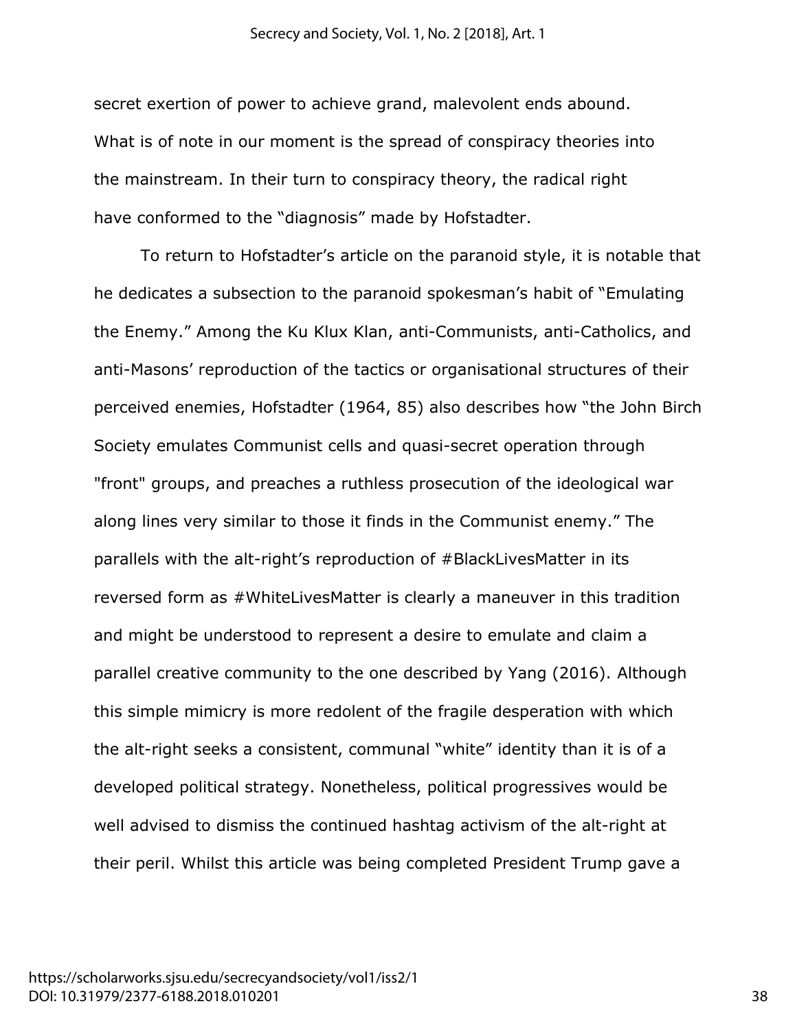secret exertion of power to achieve grand, malevolent ends abound. What is of note in our moment is the spread of conspiracy theories into the mainstream. In their turn to conspiracy theory, the radical right have conformed to the "diagnosis" made by Hofstadter.

To return to Hofstadter's article on the paranoid style, it is notable that he dedicates a subsection to the paranoid spokesman's habit of "Emulating the Enemy." Among the Ku Klux Klan, anti-Communists, anti-Catholics, and anti-Masons' reproduction of the tactics or organisational structures of their perceived enemies, Hofstadter (1964, 85) also describes how "the John Birch Society emulates Communist cells and quasi-secret operation through "front" groups, and preaches a ruthless prosecution of the ideological war along lines very similar to those it finds in the Communist enemy." The parallels with the alt-right's reproduction of #BlackLivesMatter in its reversed form as #WhiteLivesMatter is clearly a maneuver in this tradition and might be understood to represent a desire to emulate and claim a parallel creative community to the one described by Yang (2016). Although this simple mimicry is more redolent of the fragile desperation with which the alt-right seeks a consistent, communal "white" identity than it is of a developed political strategy. Nonetheless, political progressives would be well advised to dismiss the continued hashtag activism of the alt-right at their peril. Whilst this article was being completed President Trump gave a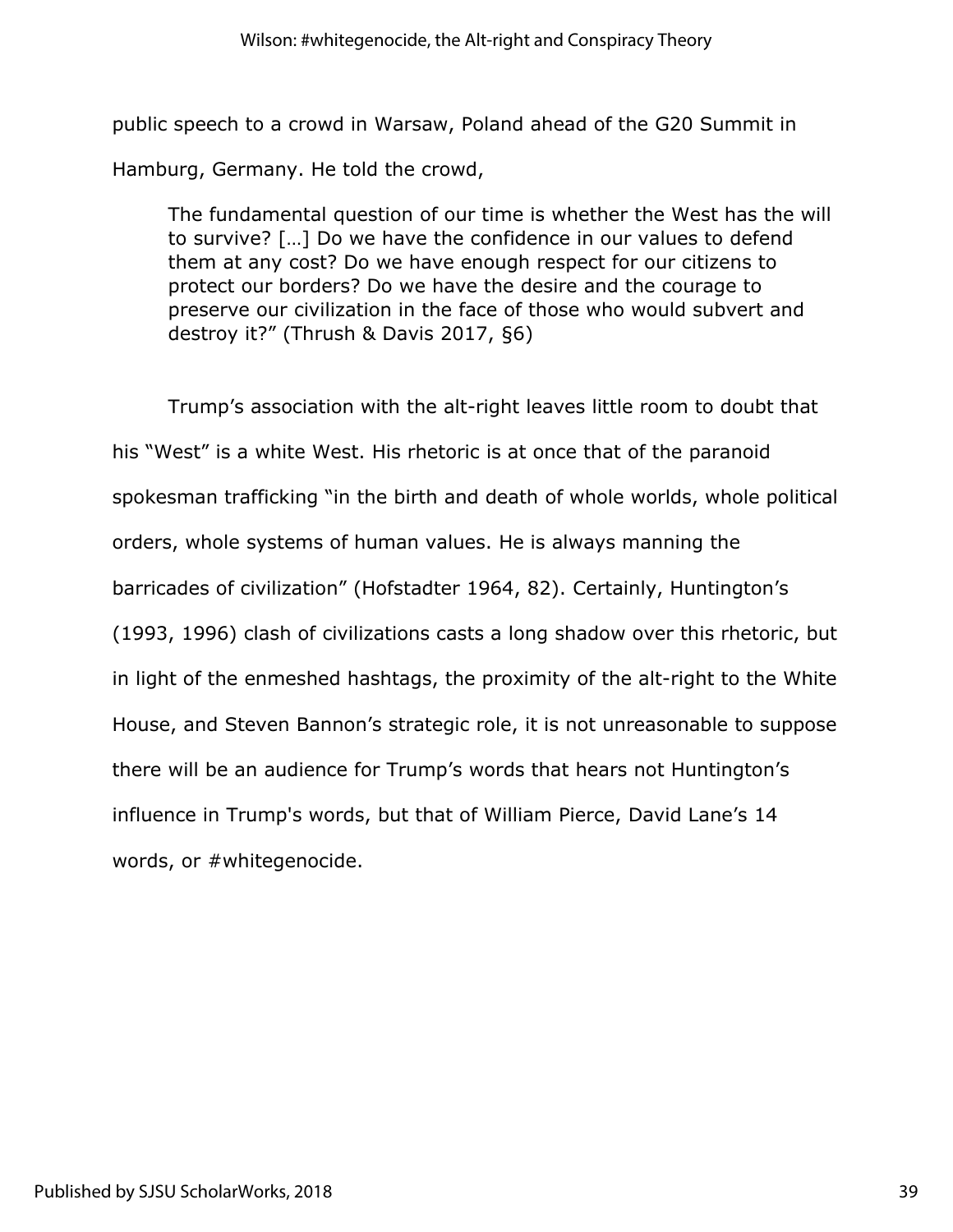public speech to a crowd in Warsaw, Poland ahead of the G20 Summit in Hamburg, Germany. He told the crowd,

> The fundamental question of our time is whether the West has the will to survive? […] Do we have the confidence in our values to defend them at any cost? Do we have enough respect for our citizens to protect our borders? Do we have the desire and the courage to preserve our civilization in the face of those who would subvert and destroy it?" (Thrush & Davis 2017, §6)

Trump's association with the alt-right leaves little room to doubt that his "West" is a white West. His rhetoric is at once that of the paranoid spokesman trafficking "in the birth and death of whole worlds, whole political orders, whole systems of human values. He is always manning the barricades of civilization" (Hofstadter 1964, 82). Certainly, Huntington's (1993, 1996) clash of civilizations casts a long shadow over this rhetoric, but in light of the enmeshed hashtags, the proximity of the alt-right to the White House, and Steven Bannon's strategic role, it is not unreasonable to suppose there will be an audience for Trump's words that hears not Huntington's influence in Trump's words, but that of William Pierce, David Lane's 14 words, or #whitegenocide.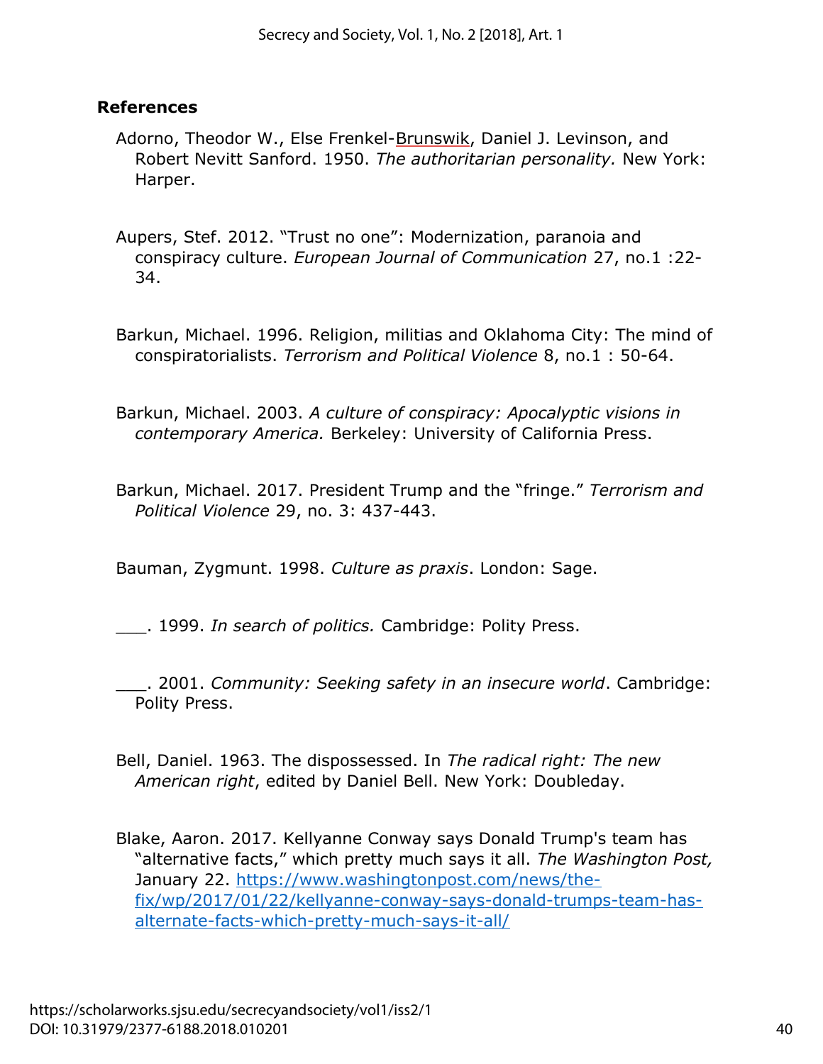## References

Adorno, Theodor W., Else Frenkel-Brunswik, Daniel J. Levinson, and Robert Nevitt Sanford. 1950. *The authoritarian personality.* New York: Harper.

Aupers, Stef. 2012. "Trust no one": Modernization, paranoia and conspiracy culture. *European Journal of Communication* 27, no.1 :22-34.

Barkun, Michael. 1996. Religion, militias and Oklahoma City: The mind of conspiratorialists. *Terrorism and Political Violence* 8, no.1 : 50-64.

Barkun, Michael. 2003. *A culture of conspiracy: Apocalyptic visions in contemporary America.* Berkeley: University of California Press.

Barkun, Michael. 2017. President Trump and the "fringe." *Terrorism and Political Violence* 29, no. 3: 437-443.

Bauman, Zygmunt. 1998. *Culture as praxis*. London: Sage.

___. 1999. *In search of politics.* Cambridge: Polity Press.

___. 2001. *Community: Seeking safety in an insecure world*. Cambridge: Polity Press.

Bell, Daniel. 1963. The dispossessed. In *The radical right: The new American right*, edited by Daniel Bell. New York: Doubleday.

Blake, Aaron. 2017. Kellyanne Conway says Donald Trump's team has "alternative facts," which pretty much says it all. *The Washington Post,* January 22. https://www.washingtonpost.com/news/the-fix/wp/2017/01/22/kellyanne-conway-says-donald-trumps-team-has-alternate-facts-which-pretty-much-says-it-all/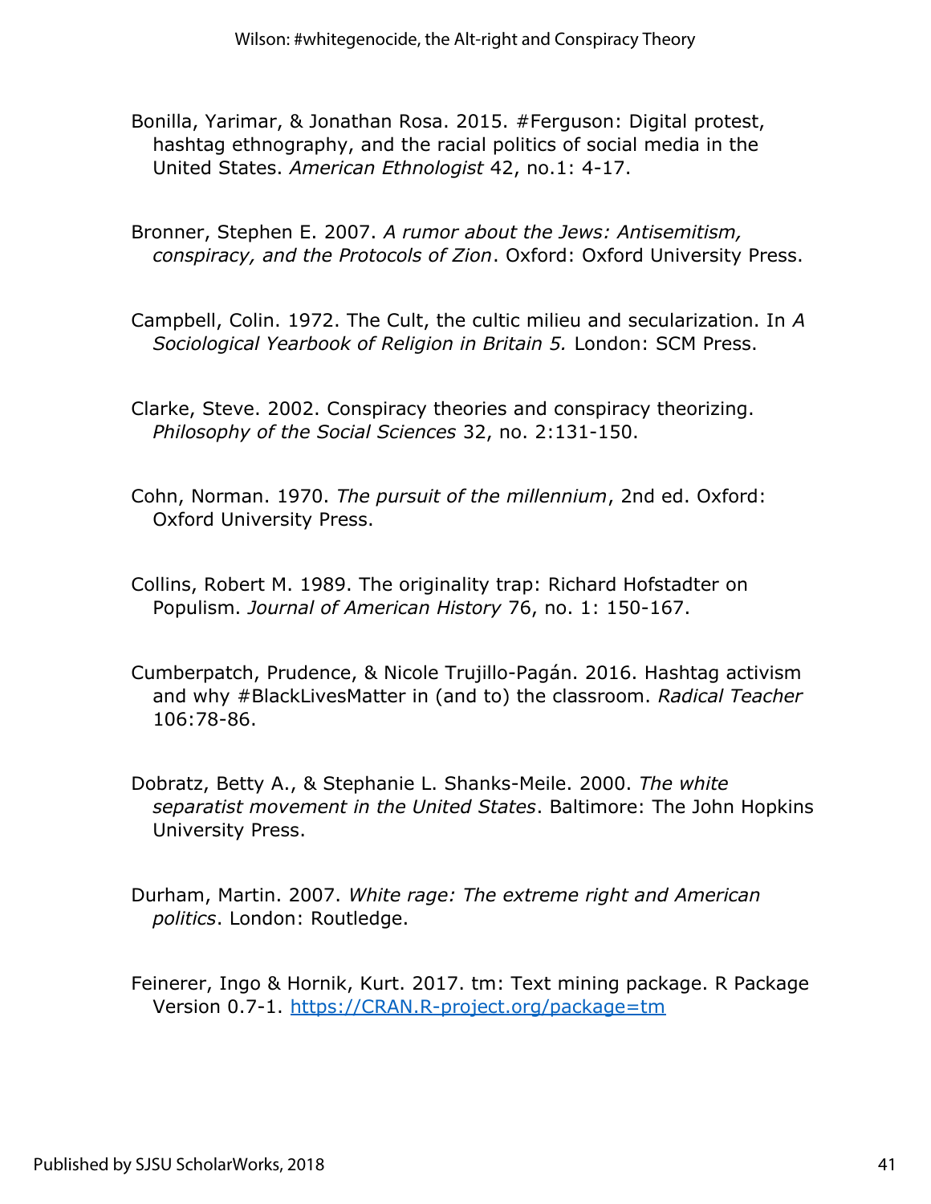Bonilla, Yarimar, & Jonathan Rosa. 2015. #Ferguson: Digital protest, hashtag ethnography, and the racial politics of social media in the United States. *American Ethnologist* 42, no.1: 4-17.

Bronner, Stephen E. 2007. *A rumor about the Jews: Antisemitism, conspiracy, and the Protocols of Zion*. Oxford: Oxford University Press.

Campbell, Colin. 1972. The Cult, the cultic milieu and secularization. In *A Sociological Yearbook of Religion in Britain 5.* London: SCM Press.

Clarke, Steve. 2002. Conspiracy theories and conspiracy theorizing. *Philosophy of the Social Sciences* 32, no. 2:131-150.

Cohn, Norman. 1970. *The pursuit of the millennium*, 2nd ed. Oxford: Oxford University Press.

Collins, Robert M. 1989. The originality trap: Richard Hofstadter on Populism. *Journal of American History* 76, no. 1: 150-167.

Cumberpatch, Prudence, & Nicole Trujillo-Pagán. 2016. Hashtag activism and why #BlackLivesMatter in (and to) the classroom. *Radical Teacher* 106:78-86.

Dobratz, Betty A., & Stephanie L. Shanks-Meile. 2000. *The white separatist movement in the United States*. Baltimore: The John Hopkins University Press.

Durham, Martin. 2007. *White rage: The extreme right and American politics*. London: Routledge.

Feinerer, Ingo & Hornik, Kurt. 2017. tm: Text mining package. R Package Version 0.7-1. https://CRAN.R-project.org/package=tm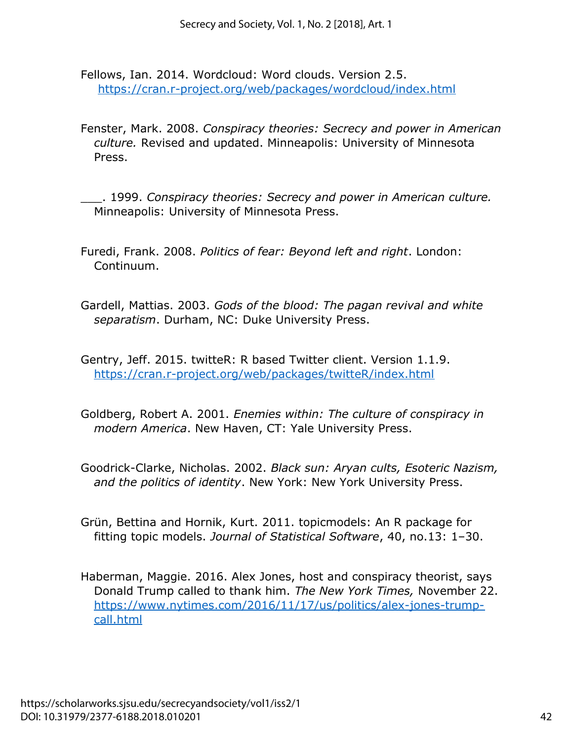Fellows, Ian. 2014. Wordcloud: Word clouds. Version 2.5. https://cran.r-project.org/web/packages/wordcloud/index.html

Fenster, Mark. 2008. *Conspiracy theories: Secrecy and power in American culture.* Revised and updated. Minneapolis: University of Minnesota Press.

___. 1999. *Conspiracy theories: Secrecy and power in American culture.* Minneapolis: University of Minnesota Press.

Furedi, Frank. 2008. *Politics of fear: Beyond left and right*. London: Continuum.

Gardell, Mattias. 2003. *Gods of the blood: The pagan revival and white separatism*. Durham, NC: Duke University Press.

Gentry, Jeff. 2015. twitteR: R based Twitter client. Version 1.1.9. https://cran.r-project.org/web/packages/twitteR/index.html

Goldberg, Robert A. 2001. *Enemies within: The culture of conspiracy in modern America*. New Haven, CT: Yale University Press.

Goodrick-Clarke, Nicholas. 2002. *Black sun: Aryan cults, Esoteric Nazism, and the politics of identity*. New York: New York University Press.

Grün, Bettina and Hornik, Kurt. 2011. topicmodels: An R package for fitting topic models. *Journal of Statistical Software*, 40, no.13: 1–30.

Haberman, Maggie. 2016. Alex Jones, host and conspiracy theorist, says Donald Trump called to thank him. *The New York Times,* November 22. https://www.nytimes.com/2016/11/17/us/politics/alex-jones-trump-call.html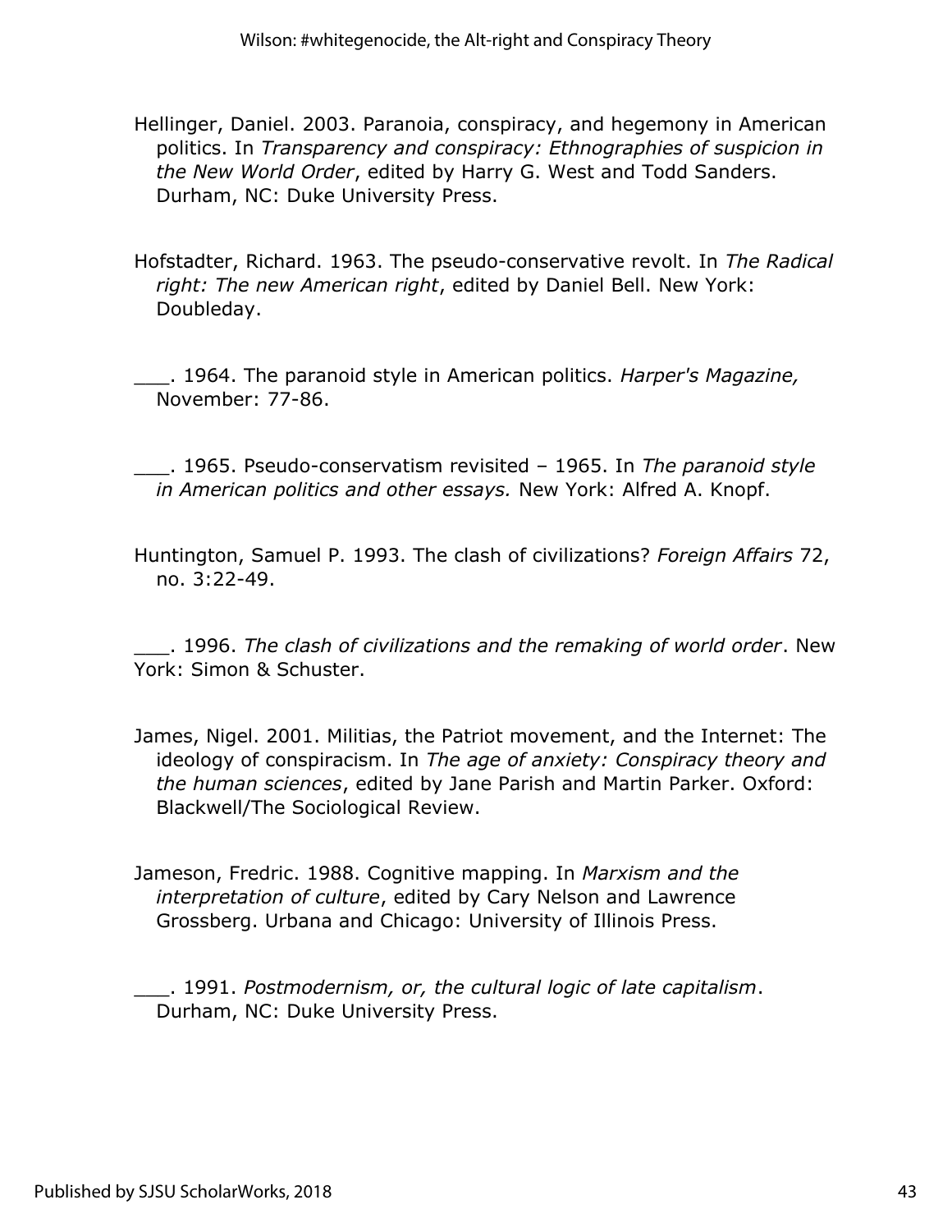Hellinger, Daniel. 2003. Paranoia, conspiracy, and hegemony in American politics. In *Transparency and conspiracy: Ethnographies of suspicion in the New World Order*, edited by Harry G. West and Todd Sanders. Durham, NC: Duke University Press.

Hofstadter, Richard. 1963. The pseudo-conservative revolt. In *The Radical right: The new American right*, edited by Daniel Bell. New York: Doubleday.

___. 1964. The paranoid style in American politics. *Harper's Magazine,* November: 77-86.

___. 1965. Pseudo-conservatism revisited – 1965. In *The paranoid style in American politics and other essays.* New York: Alfred A. Knopf.

Huntington, Samuel P. 1993. The clash of civilizations? *Foreign Affairs* 72, no. 3:22-49.

___. 1996. *The clash of civilizations and the remaking of world order*. New York: Simon & Schuster.

James, Nigel. 2001. Militias, the Patriot movement, and the Internet: The ideology of conspiracism. In *The age of anxiety: Conspiracy theory and the human sciences*, edited by Jane Parish and Martin Parker. Oxford: Blackwell/The Sociological Review.

Jameson, Fredric. 1988. Cognitive mapping. In *Marxism and the interpretation of culture*, edited by Cary Nelson and Lawrence Grossberg. Urbana and Chicago: University of Illinois Press.

___. 1991. *Postmodernism, or, the cultural logic of late capitalism*. Durham, NC: Duke University Press.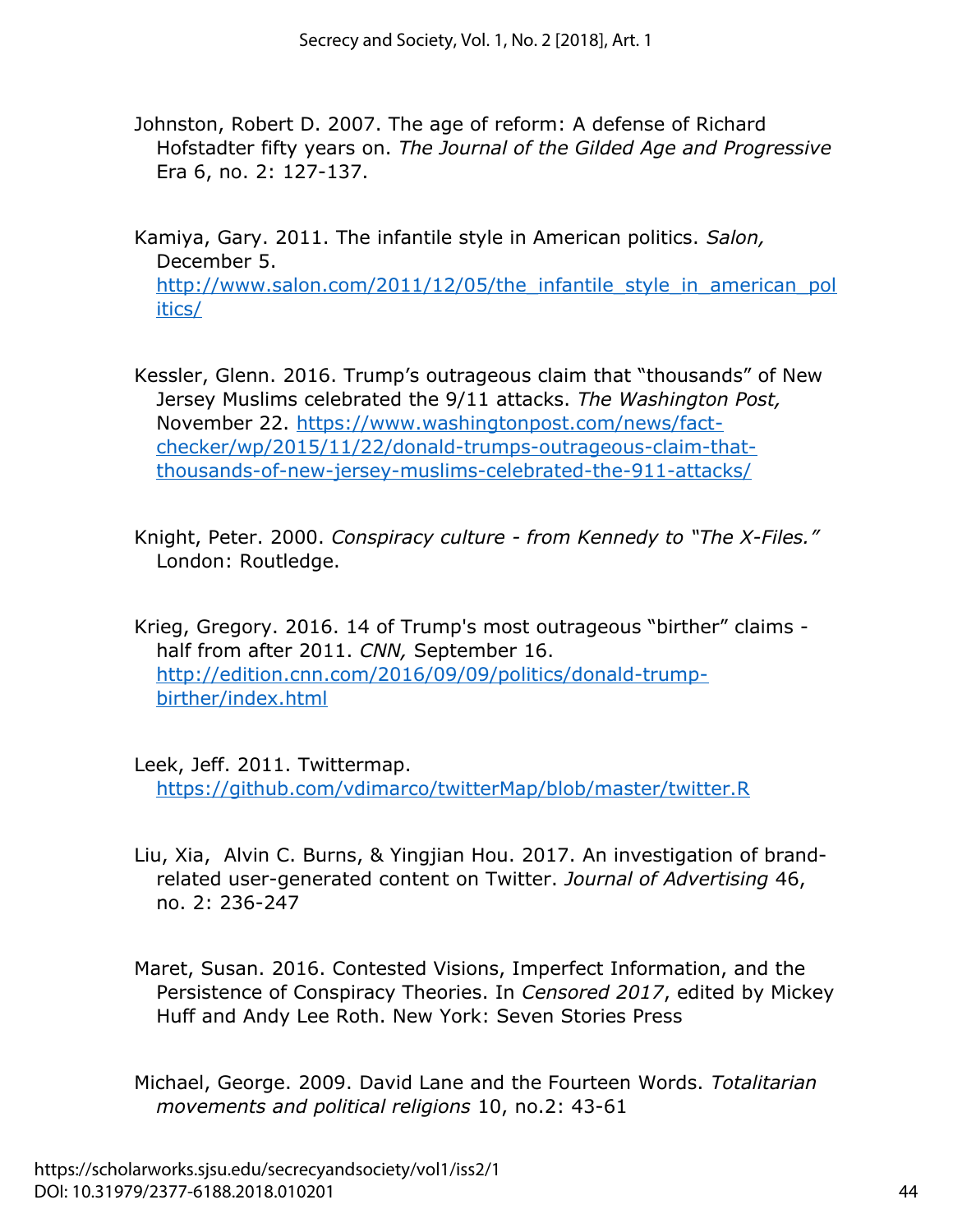Johnston, Robert D. 2007. The age of reform: A defense of Richard Hofstadter fifty years on. *The Journal of the Gilded Age and Progressive* Era 6, no. 2: 127-137.

Kamiya, Gary. 2011. The infantile style in American politics. *Salon,* December 5. http://www.salon.com/2011/12/05/the_infantile_style_in_american_politics/

Kessler, Glenn. 2016. Trump's outrageous claim that "thousands" of New Jersey Muslims celebrated the 9/11 attacks. *The Washington Post,* November 22. https://www.washingtonpost.com/news/fact-checker/wp/2015/11/22/donald-trumps-outrageous-claim-that-thousands-of-new-jersey-muslims-celebrated-the-911-attacks/

Knight, Peter. 2000. *Conspiracy culture - from Kennedy to "The X-Files."* London: Routledge.

Krieg, Gregory. 2016. 14 of Trump's most outrageous "birther" claims - half from after 2011. *CNN,* September 16. http://edition.cnn.com/2016/09/09/politics/donald-trump-birther/index.html

Leek, Jeff. 2011. Twittermap. https://github.com/vdimarco/twitterMap/blob/master/twitter.R

Liu, Xia, Alvin C. Burns, & Yingjian Hou. 2017. An investigation of brand-related user-generated content on Twitter. *Journal of Advertising* 46, no. 2: 236-247

Maret, Susan. 2016. Contested Visions, Imperfect Information, and the Persistence of Conspiracy Theories. In *Censored 2017*, edited by Mickey Huff and Andy Lee Roth. New York: Seven Stories Press

Michael, George. 2009. David Lane and the Fourteen Words. *Totalitarian movements and political religions* 10, no.2: 43-61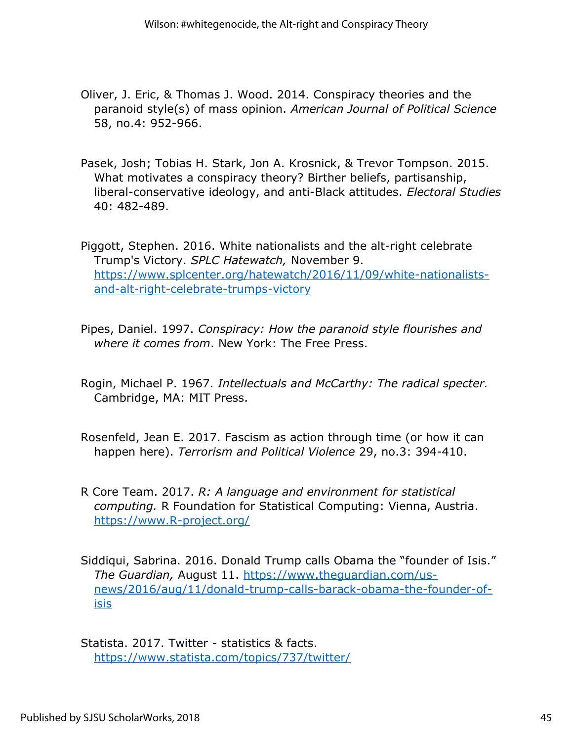Oliver, J. Eric, & Thomas J. Wood. 2014. Conspiracy theories and the paranoid style(s) of mass opinion. *American Journal of Political Science* 58, no.4: 952-966.

Pasek, Josh; Tobias H. Stark, Jon A. Krosnick, & Trevor Tompson. 2015. What motivates a conspiracy theory? Birther beliefs, partisanship, liberal-conservative ideology, and anti-Black attitudes. *Electoral Studies* 40: 482-489.

Piggott, Stephen. 2016. White nationalists and the alt-right celebrate Trump's Victory. *SPLC Hatewatch,* November 9. https://www.splcenter.org/hatewatch/2016/11/09/white-nationalists-and-alt-right-celebrate-trumps-victory

Pipes, Daniel. 1997. *Conspiracy: How the paranoid style flourishes and where it comes from*. New York: The Free Press.

Rogin, Michael P. 1967. *Intellectuals and McCarthy: The radical specter.* Cambridge, MA: MIT Press.

Rosenfeld, Jean E. 2017. Fascism as action through time (or how it can happen here). *Terrorism and Political Violence* 29, no.3: 394-410.

R Core Team. 2017. *R: A language and environment for statistical computing.* R Foundation for Statistical Computing: Vienna, Austria. https://www.R-project.org/

Siddiqui, Sabrina. 2016. Donald Trump calls Obama the "founder of Isis." *The Guardian,* August 11. https://www.theguardian.com/us-news/2016/aug/11/donald-trump-calls-barack-obama-the-founder-of-isis

Statista. 2017. Twitter - statistics & facts. https://www.statista.com/topics/737/twitter/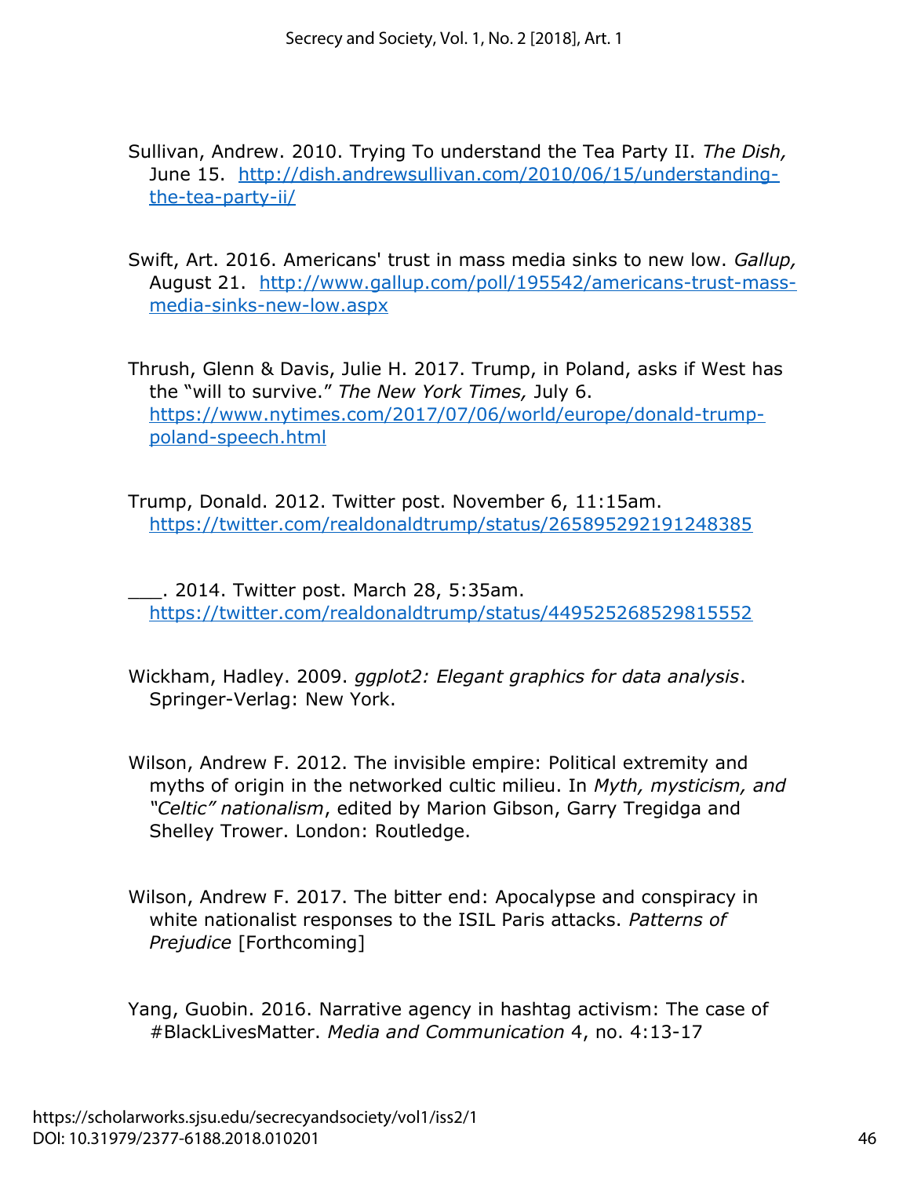Sullivan, Andrew. 2010. Trying To understand the Tea Party II. *The Dish,* June 15. http://dish.andrewsullivan.com/2010/06/15/understanding-the-tea-party-ii/

Swift, Art. 2016. Americans' trust in mass media sinks to new low. *Gallup,* August 21. http://www.gallup.com/poll/195542/americans-trust-mass-media-sinks-new-low.aspx

Thrush, Glenn & Davis, Julie H. 2017. Trump, in Poland, asks if West has the "will to survive." *The New York Times,* July 6. https://www.nytimes.com/2017/07/06/world/europe/donald-trump-poland-speech.html

Trump, Donald. 2012. Twitter post. November 6, 11:15am. https://twitter.com/realdonaldtrump/status/265895292191248385

___. 2014. Twitter post. March 28, 5:35am. https://twitter.com/realdonaldtrump/status/449525268529815552

Wickham, Hadley. 2009. *ggplot2: Elegant graphics for data analysis*. Springer-Verlag: New York.

Wilson, Andrew F. 2012. The invisible empire: Political extremity and myths of origin in the networked cultic milieu. In *Myth, mysticism, and "Celtic" nationalism*, edited by Marion Gibson, Garry Tregidga and Shelley Trower. London: Routledge.

Wilson, Andrew F. 2017. The bitter end: Apocalypse and conspiracy in white nationalist responses to the ISIL Paris attacks. *Patterns of Prejudice* [Forthcoming]

Yang, Guobin. 2016. Narrative agency in hashtag activism: The case of #BlackLivesMatter. *Media and Communication* 4, no. 4:13-17